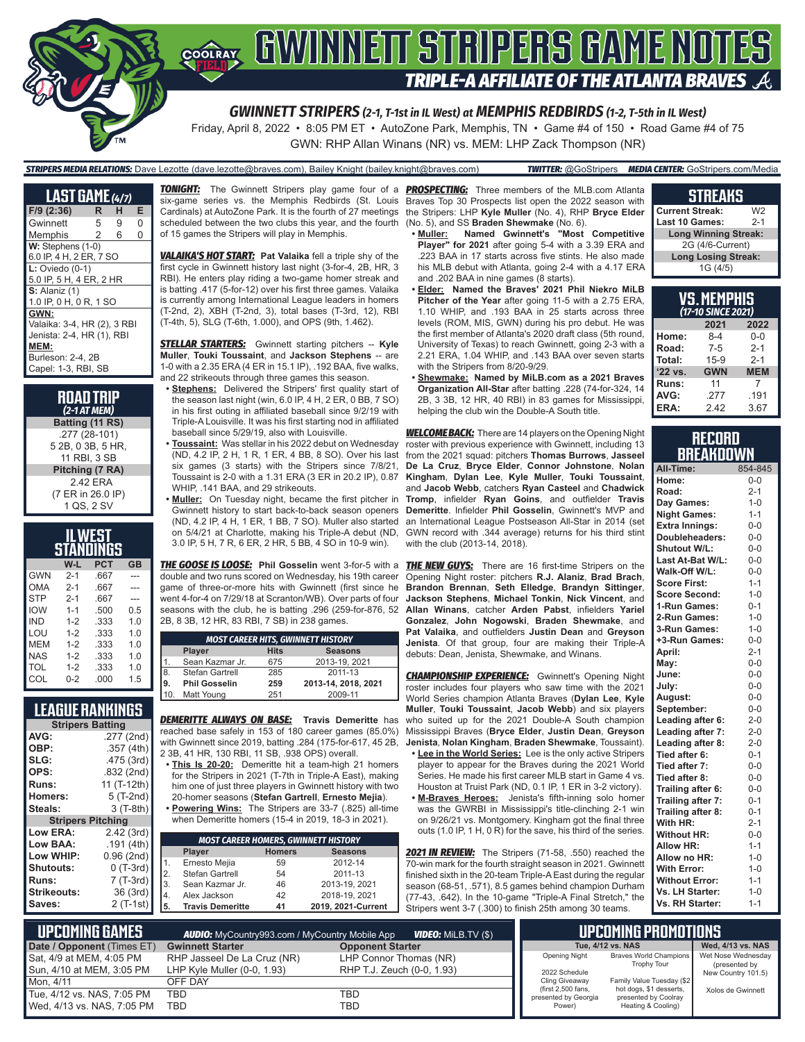# GWINNETT STRIPERS GAME NOTES

## TRIPLE-A AFFILIATE OF THE ATLANTA BRAVES

**GWINNETT STRIPERS (2-1, T-1st in IL West) at MEMPHIS REDBIRDS (1-2, T-5th in IL West)**

Friday, April 8, 2022 • 8:05 PM ET • AutoZone Park, Memphis, TN • Game #4 of 150 • Road Game #4 of 75

GWN: RHP Allan Winans (NR) vs. MEM: LHP Zack Thompson (NR)

**STRIPERS MEDIA RELATIONS:** Dave Lezotte (dave.lezotte@braves.com), Bailey Knight (bailey.knight@braves.com) **TWITTER:** @GoStripers **MEDIA CENTER:** GoStripers.com/Media

## LAST GAME (4/7)

| F/9 (2:36) | R | H | E |
|---|---|---|---|
| Gwinnett | 5 | 9 | 0 |
| Memphis | 2 | 6 | 0 |

**W:** Stephens (1-0)
6.0 IP, 4 H, 2 ER, 7 SO

**L:** Oviedo (0-1)
5.0 IP, 5 H, 4 ER, 2 HR

**S:** Alaniz (1)
1.0 IP, 0 H, 0 R, 1 SO

**GWN:**
Valaika: 3-4, HR (2), 3 RBI
Jenista: 2-4, HR (1), RBI

**MEM:**
Burleson: 2-4, 2B
Capel: 1-3, RBI, SB

## ROAD TRIP (2-1 AT MEM)

**Batting (11 RS)**
.277 (28-101)
5 2B, 0 3B, 5 HR,
11 RBI, 3 SB

**Pitching (7 RA)**
2.42 ERA
(7 ER in 26.0 IP)
1 QS, 2 SV

## IL WEST STANDINGS

| | W-L | PCT | GB |
|---|---|---|---|
| GWN | 2-1 | .667 | --- |
| OMA | 2-1 | .667 | --- |
| STP | 2-1 | .667 | --- |
| IOW | 1-1 | .500 | 0.5 |
| IND | 1-2 | .333 | 1.0 |
| LOU | 1-2 | .333 | 1.0 |
| MEM | 1-2 | .333 | 1.0 |
| NAS | 1-2 | .333 | 1.0 |
| TOL | 1-2 | .333 | 1.0 |
| COL | 0-2 | .000 | 1.5 |

## LEAGUE RANKINGS

| Stripers Batting | |
|---|---|
| AVG: | .277 (2nd) |
| OBP: | .357 (4th) |
| SLG: | .475 (3rd) |
| OPS: | .832 (2nd) |
| Runs: | 11 (T-12th) |
| Homers: | 5 (T-2nd) |
| Steals: | 3 (T-8th) |

| Stripers Pitching | |
|---|---|
| Low ERA: | 2.42 (3rd) |
| Low BAA: | .191 (4th) |
| Low WHIP: | 0.96 (2nd) |
| Shutouts: | 0 (T-3rd) |
| Runs: | 7 (T-3rd) |
| Strikeouts: | 36 (3rd) |
| Saves: | 2 (T-1st) |

**TONIGHT:** The Gwinnett Stripers play game four of a six-game series vs. the Memphis Redbirds (St. Louis Cardinals) at AutoZone Park. It is the fourth of 27 meetings scheduled between the two clubs this year, and the fourth of 15 games the Stripers will play in Memphis.

**VALAIKA'S HOT START:** **Pat Valaika** fell a triple shy of the first cycle in Gwinnett history last night (3-for-4, 2B, HR, 3 RBI). He enters play riding a two-game homer streak and is batting .417 (5-for-12) over his first three games. Valaika is currently among International League leaders in homers (T-2nd, 2), XBH (T-2nd, 3), total bases (T-3rd, 12), RBI (T-4th, 5), SLG (T-6th, 1.000), and OPS (9th, 1.462).

**STELLAR STARTERS:** Gwinnett starting pitchers -- **Kyle Muller**, **Touki Toussaint**, and **Jackson Stephens** -- are 1-0 with a 2.35 ERA (4 ER in 15.1 IP), .192 BAA, five walks, and 22 strikeouts through three games this season.

- **Stephens:** Delivered the Stripers' first quality start of the season last night (win, 6.0 IP, 4 H, 2 ER, 0 BB, 7 SO) in his first outing in affiliated baseball since 9/2/19 with Triple-A Louisville. It was his first starting nod in affiliated baseball since 5/29/19, also with Louisville.
- **Toussaint:** Was stellar in his 2022 debut on Wednesday (ND, 4.2 IP, 2 H, 1 R, 1 ER, 4 BB, 8 SO). Over his last six games (3 starts) with the Stripers since 7/8/21, Toussaint is 2-0 with a 1.31 ERA (3 ER in 20.2 IP), 0.87 WHIP, .141 BAA, and 29 strikeouts.
- **Muller:** On Tuesday night, became the first pitcher in Gwinnett history to start back-to-back season openers (ND, 4.2 IP, 4 H, 1 ER, 1 BB, 7 SO). Muller also started on 5/4/21 at Charlotte, making his Triple-A debut (ND, 3.0 IP, 5 H, 7 R, 6 ER, 2 HR, 5 BB, 4 SO in 10-9 win).

**THE GOOSE IS LOOSE:** **Phil Gosselin** went 3-for-5 with a double and two runs scored on Wednesday, his 19th career game of three-or-more hits with Gwinnett (first since he went 4-for-4 on 7/29/18 at Scranton/WB). Over parts of four seasons with the club, he is batting .296 (259-for-876, 52 2B, 8 3B, 12 HR, 83 RBI, 7 SB) in 238 games.

| MOST CAREER HITS, GWINNETT HISTORY | | | |
|---|---|---|---|
| | Player | Hits | Seasons |
| 1. | Sean Kazmar Jr. | 675 | 2013-19, 2021 |
| 8. | Stefan Gartrell | 285 | 2011-13 |
| **9.** | **Phil Gosselin** | **259** | **2013-14, 2018, 2021** |
| 10. | Matt Young | 251 | 2009-11 |

**DEMERITTE ALWAYS ON BASE:** **Travis Demeritte** has reached base safely in 153 of 180 career games (85.0%) with Gwinnett since 2019, batting .284 (175-for-617, 45 2B, 2 3B, 41 HR, 130 RBI, 11 SB, .938 OPS) overall.

- **This Is 20-20:** Demeritte hit a team-high 21 homers for the Stripers in 2021 (T-7th in Triple-A East), making him one of just three players in Gwinnett history with two 20-homer seasons (**Stefan Gartrell**, **Ernesto Mejia**).
- **Powering Wins:** The Stripers are 33-7 (.825) all-time when Demeritte homers (15-4 in 2019, 18-3 in 2021).

| MOST CAREER HOMERS, GWINNETT HISTORY | | | |
|---|---|---|---|
| | Player | Homers | Seasons |
| 1. | Ernesto Mejia | 59 | 2012-14 |
| 2. | Stefan Gartrell | 54 | 2011-13 |
| 3. | Sean Kazmar Jr. | 46 | 2013-19, 2021 |
| 4. | Alex Jackson | 42 | 2018-19, 2021 |
| **5.** | **Travis Demeritte** | **41** | **2019, 2021-Current** |

**PROSPECTING:** Three members of the MLB.com Atlanta Braves Top 30 Prospects list open the 2022 season with the Stripers: LHP **Kyle Muller** (No. 4), RHP **Bryce Elder** (No. 5), and SS **Braden Shewmake** (No. 6).

- **Muller:** Named Gwinnett's "Most Competitive Player" for 2021 after going 5-4 with a 3.39 ERA and .223 BAA in 17 starts across five stints. He also made his MLB debut with Atlanta, going 2-4 with a 4.17 ERA and .202 BAA in nine games (8 starts).
- **Elder:** Named the Braves' 2021 Phil Niekro MiLB Pitcher of the Year after going 11-5 with a 2.75 ERA, 1.10 WHIP, and .193 BAA in 25 starts across three levels (ROM, MIS, GWN) during his pro debut. He was the first member of Atlanta's 2020 draft class (5th round, University of Texas) to reach Gwinnett, going 2-3 with a 2.21 ERA, 1.04 WHIP, and .143 BAA over seven starts with the Stripers from 8/20-9/29.
- **Shewmake:** Named by MiLB.com as a 2021 Braves Organization All-Star after batting .228 (74-for-324, 14 2B, 3 3B, 12 HR, 40 RBI) in 83 games for Mississippi, helping the club win the Double-A South title.

**WELCOME BACK:** There are 14 players on the Opening Night roster with previous experience with Gwinnett, including 13 from the 2021 squad: pitchers **Thomas Burrows**, **Jasseel De La Cruz**, **Bryce Elder**, **Connor Johnstone**, **Nolan Kingham**, **Dylan Lee**, **Kyle Muller**, **Touki Toussaint**, and **Jacob Webb**, catchers **Ryan Casteel** and **Chadwick Tromp**, infielder **Ryan Goins**, and outfielder **Travis Demeritte**. Infielder **Phil Gosselin**, Gwinnett's MVP and an International League Postseason All-Star in 2014 (set GWN record with .344 average) returns for his third stint with the club (2013-14, 2018).

**THE NEW GUYS:** There are 16 first-time Stripers on the Opening Night roster: pitchers **R.J. Alaniz**, **Brad Brach**, **Brandon Brennan**, **Seth Elledge**, **Brandyn Sittinger**, **Jackson Stephens**, **Michael Tonkin**, **Nick Vincent**, and **Allan Winans**, catcher **Arden Pabst**, infielders **Yariel Gonzalez**, **John Nogowski**, **Braden Shewmake**, and **Pat Valaika**, and outfielders **Justin Dean** and **Greyson Jenista**. Of that group, four are making their Triple-A debuts: Dean, Jenista, Shewmake, and Winans.

**CHAMPIONSHIP EXPERIENCE:** Gwinnett's Opening Night roster includes four players who saw time with the 2021 World Series champion Atlanta Braves (**Dylan Lee**, **Kyle Muller**, **Touki Toussaint**, **Jacob Webb**) and six players who suited up for the 2021 Double-A South champion Mississippi Braves (**Bryce Elder**, **Justin Dean**, **Greyson Jenista**, **Nolan Kingham**, **Braden Shewmake**, Toussaint).

- **Lee in the World Series:** Lee is the only active Stripers player to appear for the Braves during the 2021 World Series. He made his first career MLB start in Game 4 vs. Houston at Truist Park (ND, 0.1 IP, 1 ER in 3-2 victory).
- **M-Braves Heroes:** Jenista's fifth-inning solo homer was the GWRBI in Mississippi's title-clinching 2-1 win on 9/26/21 vs. Montgomery. Kingham got the final three outs (1.0 IP, 1 H, 0 R) for the save, his third of the series.

**2021 IN REVIEW:** The Stripers (71-58, .550) reached the 70-win mark for the fourth straight season in 2021. Gwinnett finished sixth in the 20-team Triple-A East during the regular season (68-51, .571), 8.5 games behind champion Durham (77-43, .642). In the 10-game "Triple-A Final Stretch," the Stripers went 3-7 (.300) to finish 25th among 30 teams.

## STREAKS

| | |
|---|---|
| Current Streak: | W2 |
| Last 10 Games: | 2-1 |
| **Long Winning Streak:** | |
| 2G (4/6-Current) | |
| **Long Losing Streak:** | |
| 1G (4/5) | |

## VS. MEMPHIS (17-10 SINCE 2021)

| | 2021 | 2022 |
|---|---|---|
| Home: | 8-4 | 0-0 |
| Road: | 7-5 | 2-1 |
| Total: | 15-9 | 2-1 |
| '22 vs. | GWN | MEM |
| Runs: | 11 | 7 |
| AVG: | .277 | .191 |
| ERA: | 2.42 | 3.67 |

## RECORD BREAKDOWN

| | |
|---|---|
| All-Time: | 854-845 |
| Home: | 0-0 |
| Road: | 2-1 |
| Day Games: | 1-0 |
| Night Games: | 1-1 |
| Extra Innings: | 0-0 |
| Doubleheaders: | 0-0 |
| Shutout W/L: | 0-0 |
| Last At-Bat W/L: | 0-0 |
| Walk-Off W/L: | 0-0 |
| Score First: | 1-1 |
| Score Second: | 1-0 |
| 1-Run Games: | 0-1 |
| 2-Run Games: | 1-0 |
| 3-Run Games: | 1-0 |
| +3-Run Games: | 0-0 |
| April: | 2-1 |
| May: | 0-0 |
| June: | 0-0 |
| July: | 0-0 |
| August: | 0-0 |
| September: | 0-0 |
| Leading after 6: | 2-0 |
| Leading after 7: | 2-0 |
| Leading after 8: | 2-0 |
| Tied after 6: | 0-1 |
| Tied after 7: | 0-0 |
| Tied after 8: | 0-0 |
| Trailing after 6: | 0-0 |
| Trailing after 7: | 0-1 |
| Trailing after 8: | 0-1 |
| With HR: | 2-1 |
| Without HR: | 0-0 |
| Allow HR: | 1-1 |
| Allow no HR: | 1-0 |
| With Error: | 1-0 |
| Without Error: | 1-1 |
| Vs. LH Starter: | 1-0 |
| Vs. RH Starter: | 1-1 |

## UPCOMING GAMES

**AUDIO:** MyCountry993.com / MyCountry Mobile App **VIDEO:** MiLB.TV ($)

| Date / Opponent (Times ET) | Gwinnett Starter | Opponent Starter |
|---|---|---|
| Sat, 4/9 at MEM, 4:05 PM | RHP Jasseel De La Cruz (NR) | LHP Connor Thomas (NR) |
| Sun, 4/10 at MEM, 3:05 PM | LHP Kyle Muller (0-0, 1.93) | RHP T.J. Zeuch (0-0, 1.93) |
| Mon, 4/11 | OFF DAY | |
| Tue, 4/12 vs. NAS, 7:05 PM | TBD | TBD |
| Wed, 4/13 vs. NAS, 7:05 PM | TBD | TBD |

## UPCOMING PROMOTIONS

| Tue, 4/12 vs. NAS | | Wed, 4/13 vs. NAS |
|---|---|---|
| Opening Night<br><br>2022 Schedule Cling Giveaway (first 2,500 fans, presented by Georgia Power) | Braves World Champions Trophy Tour<br><br>Family Value Tuesday ($2 hot dogs, $1 desserts, presented by Coolray Heating & Cooling) | Wet Nose Wednesday (presented by New Country 101.5)<br><br>Xolos de Gwinnett |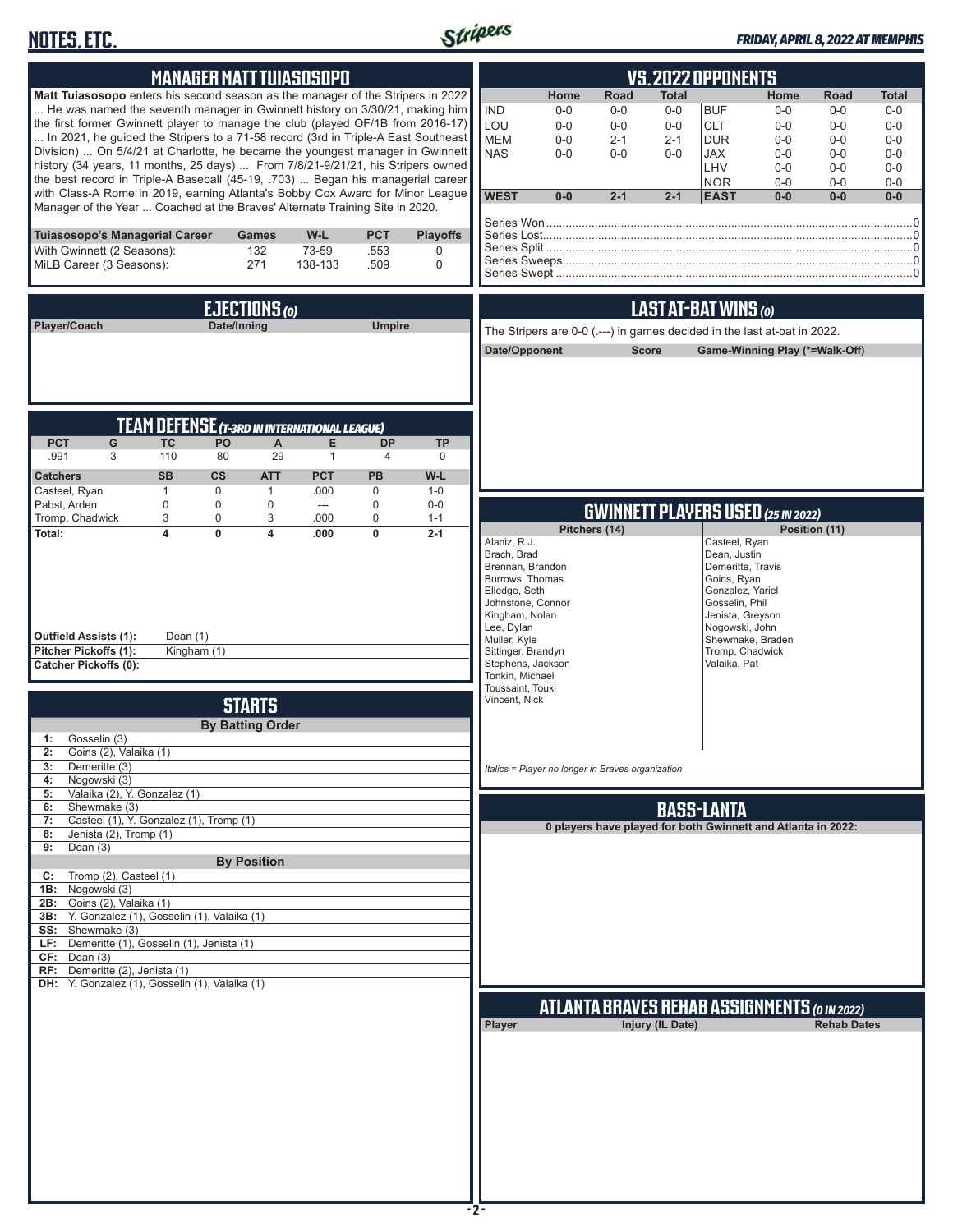# NOTES, ETC.

*FRIDAY, APRIL 8, 2022 AT MEMPHIS*

## MANAGER MATT TUIASOSOPO

**Matt Tuiasosopo** enters his second season as the manager of the Stripers in 2022 ... He was named the seventh manager in Gwinnett history on 3/30/21, making him the first former Gwinnett player to manage the club (played OF/1B from 2016-17) ... In 2021, he guided the Stripers to a 71-58 record (3rd in Triple-A East Southeast Division) ... On 5/4/21 at Charlotte, he became the youngest manager in Gwinnett history (34 years, 11 months, 25 days) ... From 7/8/21-9/21/21, his Stripers owned the best record in Triple-A Baseball (45-19, .703) ... Began his managerial career with Class-A Rome in 2019, earning Atlanta's Bobby Cox Award for Minor League Manager of the Year ... Coached at the Braves' Alternate Training Site in 2020.

| Tuiasosopo's Managerial Career | Games | W-L | PCT | Playoffs |
|---|---|---|---|---|
| With Gwinnett (2 Seasons): | 132 | 73-59 | .553 | 0 |
| MiLB Career (3 Seasons): | 271 | 138-133 | .509 | 0 |

## EJECTIONS *(0)*

| Player/Coach | Date/Inning | Umpire |
|---|---|---|

## TEAM DEFENSE *(T-3RD IN INTERNATIONAL LEAGUE)*

| PCT | G | TC | PO | A | E | DP | TP |
|---|---|---|---|---|---|---|---|
| .991 | 3 | 110 | 80 | 29 | 1 | 4 | 0 |

| Catchers | SB | CS | ATT | PCT | PB | W-L |
|---|---|---|---|---|---|---|
| Casteel, Ryan | 1 | 0 | 1 | .000 | 0 | 1-0 |
| Pabst, Arden | 0 | 0 | 0 | --- | 0 | 0-0 |
| Tromp, Chadwick | 3 | 0 | 3 | .000 | 0 | 1-1 |
| **Total:** | **4** | **0** | **4** | **.000** | **0** | **2-1** |

**Outfield Assists (1):** Dean (1)
**Pitcher Pickoffs (1):** Kingham (1)
**Catcher Pickoffs (0):**

## STARTS

**By Batting Order**

| | |
|---|---|
| 1: | Gosselin (3) |
| 2: | Goins (2), Valaika (1) |
| 3: | Demeritte (3) |
| 4: | Nogowski (3) |
| 5: | Valaika (2), Y. Gonzalez (1) |
| 6: | Shewmake (3) |
| 7: | Casteel (1), Y. Gonzalez (1), Tromp (1) |
| 8: | Jenista (2), Tromp (1) |
| 9: | Dean (3) |

**By Position**

| | |
|---|---|
| C: | Tromp (2), Casteel (1) |
| 1B: | Nogowski (3) |
| 2B: | Goins (2), Valaika (1) |
| 3B: | Y. Gonzalez (1), Gosselin (1), Valaika (1) |
| SS: | Shewmake (3) |
| LF: | Demeritte (1), Gosselin (1), Jenista (1) |
| CF: | Dean (3) |
| RF: | Demeritte (2), Jenista (1) |
| DH: | Y. Gonzalez (1), Gosselin (1), Valaika (1) |

## VS. 2022 OPPONENTS

| | Home | Road | Total | | Home | Road | Total |
|---|---|---|---|---|---|---|---|
| IND | 0-0 | 0-0 | 0-0 | BUF | 0-0 | 0-0 | 0-0 |
| LOU | 0-0 | 0-0 | 0-0 | CLT | 0-0 | 0-0 | 0-0 |
| MEM | 0-0 | 2-1 | 2-1 | DUR | 0-0 | 0-0 | 0-0 |
| NAS | 0-0 | 0-0 | 0-0 | JAX | 0-0 | 0-0 | 0-0 |
| | | | | LHV | 0-0 | 0-0 | 0-0 |
| | | | | NOR | 0-0 | 0-0 | 0-0 |
| **WEST** | **0-0** | **2-1** | **2-1** | **EAST** | **0-0** | **0-0** | **0-0** |

Series Won....0
Series Lost....0
Series Split....0
Series Sweeps....0
Series Swept....0

## LAST AT-BAT WINS *(0)*

The Stripers are 0-0 (.---) in games decided in the last at-bat in 2022.

| Date/Opponent | Score | Game-Winning Play (*=Walk-Off) |
|---|---|---|

## GWINNETT PLAYERS USED *(25 IN 2022)*

| Pitchers (14) | Position (11) |
|---|---|
| Alaniz, R.J. | Casteel, Ryan |
| Brach, Brad | Dean, Justin |
| Brennan, Brandon | Demeritte, Travis |
| Burrows, Thomas | Goins, Ryan |
| Elledge, Seth | Gonzalez, Yariel |
| Johnstone, Connor | Gosselin, Phil |
| Kingham, Nolan | Jenista, Greyson |
| Lee, Dylan | Nogowski, John |
| Muller, Kyle | Shewmake, Braden |
| Sittinger, Brandyn | Tromp, Chadwick |
| Stephens, Jackson | Valaika, Pat |
| Tonkin, Michael | |
| Toussaint, Touki | |
| Vincent, Nick | |

*Italics = Player no longer in Braves organization*

## BASS-LANTA

**0 players have played for both Gwinnett and Atlanta in 2022:**

## ATLANTA BRAVES REHAB ASSIGNMENTS *(0 IN 2022)*

| Player | Injury (IL Date) | Rehab Dates |
|---|---|---|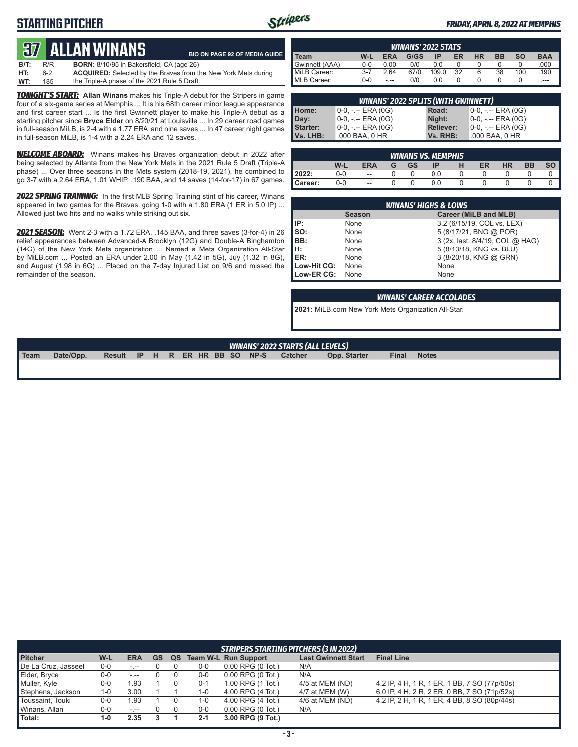# STARTING PITCHER

FRIDAY, APRIL 8, 2022 AT MEMPHIS

## 37 ALLAN WINANS

BIO ON PAGE 92 OF MEDIA GUIDE

**B/T:** R/R **BORN:** 8/10/95 in Bakersfield, CA (age 26)
**HT:** 6-2 **ACQUIRED:** Selected by the Braves from the New York Mets during
**WT:** 185 the Triple-A phase of the 2021 Rule 5 Draft.

***TONIGHT'S START:*** **Allan Winans** makes his Triple-A debut for the Stripers in game four of a six-game series at Memphis ... It is his 68th career minor league appearance and first career start ... Is the first Gwinnett player to make his Triple-A debut as a starting pitcher since **Bryce Elder** on 8/20/21 at Louisville ... In 29 career road games in full-season MiLB, is 2-4 with a 1.77 ERA and nine saves ... In 47 career night games in full-season MiLB, is 1-4 with a 2.24 ERA and 12 saves.

***WELCOME ABOARD:*** Winans makes his Braves organization debut in 2022 after being selected by Atlanta from the New York Mets in the 2021 Rule 5 Draft (Triple-A phase) ... Over three seasons in the Mets system (2018-19, 2021), he combined to go 3-7 with a 2.64 ERA, 1.01 WHIP, .190 BAA, and 14 saves (14-for-17) in 67 games.

***2022 SPRING TRAINING:*** In the first MLB Spring Training stint of his career, Winans appeared in two games for the Braves, going 1-0 with a 1.80 ERA (1 ER in 5.0 IP) ... Allowed just two hits and no walks while striking out six.

***2021 SEASON:*** Went 2-3 with a 1.72 ERA, .145 BAA, and three saves (3-for-4) in 26 relief appearances between Advanced-A Brooklyn (12G) and Double-A Binghamton (14G) of the New York Mets organization ... Named a Mets Organization All-Star by MiLB.com ... Posted an ERA under 2.00 in May (1.42 in 5G), Juy (1.32 in 8G), and August (1.98 in 6G) ... Placed on the 7-day Injured List on 9/6 and missed the remainder of the season.

### WINANS' 2022 STATS

| Team | W-L | ERA | G/GS | IP | ER | HR | BB | SO | BAA |
|---|---|---|---|---|---|---|---|---|---|
| Gwinnett (AAA) | 0-0 | 0.00 | 0/0 | 0.0 | 0 | 0 | 0 | 0 | .000 |
| MiLB Career: | 3-7 | 2.64 | 67/0 | 109.0 | 32 | 6 | 38 | 100 | .190 |
| MLB Career: | 0-0 | -.-- | 0/0 | 0.0 | 0 | 0 | 0 | 0 | .--- |

### WINANS' 2022 SPLITS (WITH GWINNETT)

| | | | |
|---|---|---|---|
| Home: | 0-0, -.-- ERA (0G) | Road: | 0-0, -.-- ERA (0G) |
| Day: | 0-0, -.-- ERA (0G) | Night: | 0-0, -.-- ERA (0G) |
| Starter: | 0-0, -.-- ERA (0G) | Reliever: | 0-0, -.-- ERA (0G) |
| Vs. LHB: | .000 BAA, 0 HR | Vs. RHB: | .000 BAA, 0 HR |

### WINANS VS. MEMPHIS

| | W-L | ERA | G | GS | IP | H | ER | HR | BB | SO |
|---|---|---|---|---|---|---|---|---|---|---|
| 2022: | 0-0 | -- | 0 | 0 | 0.0 | 0 | 0 | 0 | 0 | 0 |
| Career: | 0-0 | -- | 0 | 0 | 0.0 | 0 | 0 | 0 | 0 | 0 |

### WINANS' HIGHS & LOWS

| | Season | Career (MiLB and MLB) |
|---|---|---|
| IP: | None | 3.2 (6/15/19, COL vs. LEX) |
| SO: | None | 5 (8/17/21, BNG @ POR) |
| BB: | None | 3 (2x, last: 8/4/19, COL @ HAG) |
| H: | None | 5 (8/13/18, KNG vs. BLU) |
| ER: | None | 3 (8/20/18, KNG @ GRN) |
| Low-Hit CG: | None | None |
| Low-ER CG: | None | None |

### WINANS' CAREER ACCOLADES

**2021:** MiLB.com New York Mets Organization All-Star.

### WINANS' 2022 STARTS (ALL LEVELS)

| Team | Date/Opp. | Result | IP | H | R | ER | HR | BB | SO | NP-S | Catcher | Opp. Starter | Final | Notes |
|---|---|---|---|---|---|---|---|---|---|---|---|---|---|---|
| | | | | | | | | | | | | | | |

### STRIPERS STARTING PITCHERS (3 IN 2022)

| Pitcher | W-L | ERA | GS | QS | Team W-L | Run Support | Last Gwinnett Start | Final Line |
|---|---|---|---|---|---|---|---|---|
| De La Cruz, Jasseel | 0-0 | -.-- | 0 | 0 | 0-0 | 0.00 RPG (0 Tot.) | N/A | |
| Elder, Bryce | 0-0 | -.-- | 0 | 0 | 0-0 | 0.00 RPG (0 Tot.) | N/A | |
| Muller, Kyle | 0-0 | 1.93 | 1 | 0 | 0-1 | 1.00 RPG (1 Tot.) | 4/5 at MEM (ND) | 4.2 IP, 4 H, 1 R, 1 ER, 1 BB, 7 SO (77p/50s) |
| Stephens, Jackson | 1-0 | 3.00 | 1 | 1 | 1-0 | 4.00 RPG (4 Tot.) | 4/7 at MEM (W) | 6.0 IP, 4 H, 2 R, 2 ER, 0 BB, 7 SO (71p/52s) |
| Toussaint, Touki | 0-0 | 1.93 | 1 | 0 | 1-0 | 4.00 RPG (4 Tot.) | 4/6 at MEM (ND) | 4.2 IP, 2 H, 1 R, 1 ER, 4 BB, 8 SO (80p/44s) |
| Winans, Allan | 0-0 | -.-- | 0 | 0 | 0-0 | 0.00 RPG (0 Tot.) | N/A | |
| **Total:** | **1-0** | **2.35** | **3** | **1** | **2-1** | **3.00 RPG (9 Tot.)** | | |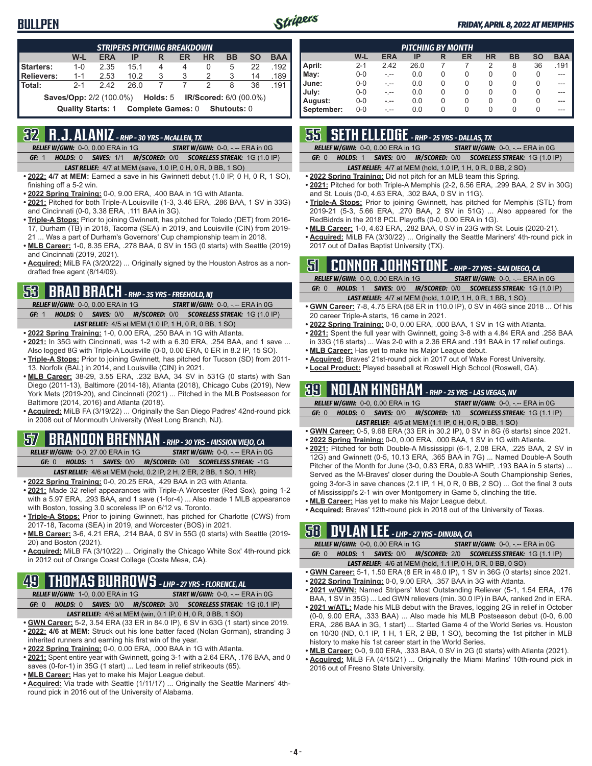# BULLPEN

FRIDAY, APRIL 8, 2022 AT MEMPHIS

### STRIPERS PITCHING BREAKDOWN

| | W-L | ERA | IP | R | ER | HR | BB | SO | BAA |
|---|---|---|---|---|---|---|---|---|---|
| Starters: | 1-0 | 2.35 | 15.1 | 4 | 4 | 0 | 5 | 22 | .192 |
| Relievers: | 1-1 | 2.53 | 10.2 | 3 | 3 | 2 | 3 | 14 | .189 |
| Total: | 2-1 | 2.42 | 26.0 | 7 | 7 | 2 | 8 | 36 | .191 |

Saves/Opp: 2/2 (100.0%) Holds: 5 IR/Scored: 6/0 (00.0%)

Quality Starts: 1 Complete Games: 0 Shutouts: 0

### PITCHING BY MONTH

| | W-L | ERA | IP | R | ER | HR | BB | SO | BAA |
|---|---|---|---|---|---|---|---|---|---|
| April: | 2-1 | 2.42 | 26.0 | 7 | 7 | 2 | 8 | 36 | .191 |
| May: | 0-0 | -.-- | 0.0 | 0 | 0 | 0 | 0 | 0 | --- |
| June: | 0-0 | -.-- | 0.0 | 0 | 0 | 0 | 0 | 0 | --- |
| July: | 0-0 | -.-- | 0.0 | 0 | 0 | 0 | 0 | 0 | --- |
| August: | 0-0 | -.-- | 0.0 | 0 | 0 | 0 | 0 | 0 | --- |
| September: | 0-0 | -.-- | 0.0 | 0 | 0 | 0 | 0 | 0 | --- |

## 32 R.J. ALANIZ - RHP - 30 YRS - McALLEN, TX

RELIEF W/GWN: 0-0, 0.00 ERA in 1G START W/GWN: 0-0, -.-- ERA in 0G

GF: 1 HOLDS: 0 SAVES: 1/1 IR/SCORED: 0/0 SCORELESS STREAK: 1G (1.0 IP)

LAST RELIEF: 4/7 at MEM (save, 1.0 IP, 0 H, 0 R, 0 BB, 1 SO)

- **2022: 4/7 at MEM:** Earned a save in his Gwinnett debut (1.0 IP, 0 H, 0 R, 1 SO), finishing off a 5-2 win.
- **2022 Spring Training:** 0-0, 9.00 ERA, .400 BAA in 1G with Atlanta.
- **2021:** Pitched for both Triple-A Louisville (1-3, 3.46 ERA, .286 BAA, 1 SV in 33G) and Cincinnati (0-0, 3.38 ERA, .111 BAA in 3G).
- **Triple-A Stops:** Prior to joining Gwinnett, has pitched for Toledo (DET) from 2016-17, Durham (TB) in 2018, Tacoma (SEA) in 2019, and Louisville (CIN) from 2019-21 ... Was a part of Durham's Governors' Cup championship team in 2018.
- **MLB Career:** 1-0, 8.35 ERA, .278 BAA, 0 SV in 15G (0 starts) with Seattle (2019) and Cincinnati (2019, 2021).
- **Acquired:** MiLB FA (3/20/22) ... Originally signed by the Houston Astros as a non-drafted free agent (8/14/09).

## 53 BRAD BRACH - RHP - 35 YRS - FREEHOLD, NJ

RELIEF W/GWN: 0-0, 0.00 ERA in 1G START W/GWN: 0-0, -.-- ERA in 0G

GF: 1 HOLDS: 0 SAVES: 0/0 IR/SCORED: 0/0 SCORELESS STREAK: 1G (1.0 IP)

LAST RELIEF: 4/5 at MEM (1.0 IP, 1 H, 0 R, 0 BB, 1 SO)

- **2022 Spring Training:** 1-0, 0.00 ERA, .250 BAA in 1G with Atlanta.
- **2021:** In 35G with Cincinnati, was 1-2 with a 6.30 ERA, .254 BAA, and 1 save ... Also logged 8G with Triple-A Louisville (0-0, 0.00 ERA, 0 ER in 8.2 IP, 15 SO).
- **Triple-A Stops:** Prior to joining Gwinnett, has pitched for Tucson (SD) from 2011-13, Norfolk (BAL) in 2014, and Louisville (CIN) in 2021.
- **MLB Career:** 38-29, 3.55 ERA, .232 BAA, 34 SV in 531G (0 starts) with San Diego (2011-13), Baltimore (2014-18), Atlanta (2018), Chicago Cubs (2019), New York Mets (2019-20), and Cincinnati (2021) ... Pitched in the MLB Postseason for Baltimore (2014, 2016) and Atlanta (2018).
- **Acquired:** MiLB FA (3/19/22) ... Originally the San Diego Padres' 42nd-round pick in 2008 out of Monmouth University (West Long Branch, NJ).

## 57 BRANDON BRENNAN - RHP - 30 YRS - MISSION VIEJO, CA

RELIEF W/GWN: 0-0, 27.00 ERA in 1G START W/GWN: 0-0, -.-- ERA in 0G

GF: 0 HOLDS: 1 SAVES: 0/0 IR/SCORED: 0/0 SCORELESS STREAK: -1G

LAST RELIEF: 4/6 at MEM (hold, 0.2 IP, 2 H, 2 ER, 2 BB, 1 SO, 1 HR)

- **2022 Spring Training:** 0-0, 20.25 ERA, .429 BAA in 2G with Atlanta.
- **2021:** Made 32 relief appearances with Triple-A Worcester (Red Sox), going 1-2 with a 5.97 ERA, .293 BAA, and 1 save (1-for-4) ... Also made 1 MLB appearance with Boston, tossing 3.0 scoreless IP on 6/12 vs. Toronto.
- **Triple-A Stops:** Prior to joining Gwinnett, has pitched for Charlotte (CWS) from 2017-18, Tacoma (SEA) in 2019, and Worcester (BOS) in 2021.
- **MLB Career:** 3-6, 4.21 ERA, .214 BAA, 0 SV in 55G (0 starts) with Seattle (2019-20) and Boston (2021).
- **Acquired:** MiLB FA (3/10/22) ... Originally the Chicago White Sox' 4th-round pick in 2012 out of Orange Coast College (Costa Mesa, CA).

## 49 THOMAS BURROWS - LHP - 27 YRS - FLORENCE, AL

RELIEF W/GWN: 1-0, 0.00 ERA in 1G START W/GWN: 0-0, -.-- ERA in 0G

GF: 0 HOLDS: 0 SAVES: 0/0 IR/SCORED: 3/0 SCORELESS STREAK: 1G (0.1 IP)

LAST RELIEF: 4/6 at MEM (win, 0.1 IP, 0 H, 0 R, 0 BB, 1 SO)

- **GWN Career:** 5-2, 3.54 ERA (33 ER in 84.0 IP), 6 SV in 63G (1 start) since 2019.
- **2022: 4/6 at MEM:** Struck out his lone batter faced (Nolan Gorman), stranding 3 inherited runners and earning his first win of the year.
- **2022 Spring Training:** 0-0, 0.00 ERA, .000 BAA in 1G with Atlanta.
- **2021:** Spent entire year with Gwinnett, going 3-1 with a 2.64 ERA, .176 BAA, and 0 saves (0-for-1) in 35G (1 start) ... Led team in relief strikeouts (65).
- **MLB Career:** Has yet to make his Major League debut.
- **Acquired:** Via trade with Seattle (1/11/17) ... Originally the Seattle Mariners' 4th-round pick in 2016 out of the University of Alabama.

## 55 SETH ELLEDGE - RHP - 25 YRS - DALLAS, TX

RELIEF W/GWN: 0-0, 0.00 ERA in 1G START W/GWN: 0-0, -.-- ERA in 0G

GF: 0 HOLDS: 1 SAVES: 0/0 IR/SCORED: 0/0 SCORELESS STREAK: 1G (1.0 IP)

LAST RELIEF: 4/7 at MEM (hold, 1.0 IP, 1 H, 0 R, 0 BB, 2 SO)

- **2022 Spring Training:** Did not pitch for an MLB team this Spring.
- **2021:** Pitched for both Triple-A Memphis (2-2, 6.56 ERA, .299 BAA, 2 SV in 30G) and St. Louis (0-0, 4.63 ERA, .302 BAA, 0 SV in 11G).
- **Triple-A Stops:** Prior to joining Gwinnett, has pitched for Memphis (STL) from 2019-21 (5-3, 5.66 ERA, .270 BAA, 2 SV in 51G) ... Also appeared for the RedBirds in the 2018 PCL Playoffs (0-0, 0.00 ERA in 1G).
- **MLB Career:** 1-0, 4.63 ERA, .282 BAA, 0 SV in 23G with St. Louis (2020-21).
- **Acquired:** MiLB FA (3/30/22) ... Originally the Seattle Mariners' 4th-round pick in 2017 out of Dallas Baptist University (TX).

## 51 CONNOR JOHNSTONE - RHP - 27 YRS - SAN DIEGO, CA

RELIEF W/GWN: 0-0, 0.00 ERA in 1G START W/GWN: 0-0, -.-- ERA in 0G

GF: 0 HOLDS: 1 SAVES: 0/0 IR/SCORED: 0/0 SCORELESS STREAK: 1G (1.0 IP)

LAST RELIEF: 4/7 at MEM (hold, 1.0 IP, 1 H, 0 R, 1 BB, 1 SO)

- **GWN Career:** 7-8, 4.75 ERA (58 ER in 110.0 IP), 0 SV in 46G since 2018 ... Of his 20 career Triple-A starts, 16 came in 2021.
- **2022 Spring Training:** 0-0, 0.00 ERA, .000 BAA, 1 SV in 1G with Atlanta.
- **2021:** Spent the full year with Gwinnett, going 3-8 with a 4.84 ERA and .258 BAA in 33G (16 starts) ... Was 2-0 with a 2.36 ERA and .191 BAA in 17 relief outings.
- **MLB Career:** Has yet to make his Major League debut.
- **Acquired:** Braves' 21st-round pick in 2017 out of Wake Forest University.
- **Local Product:** Played baseball at Roswell High School (Roswell, GA).

## 39 NOLAN KINGHAM - RHP - 25 YRS - LAS VEGAS, NV

RELIEF W/GWN: 0-0, 0.00 ERA in 1G START W/GWN: 0-0, -.-- ERA in 0G

GF: 0 HOLDS: 0 SAVES: 0/0 IR/SCORED: 1/0 SCORELESS STREAK: 1G (1.1 IP)

LAST RELIEF: 4/5 at MEM (1.1 IP, 0 H, 0 R, 0 BB, 1 SO)

- **GWN Career:** 0-5, 9.68 ERA (33 ER in 30.2 IP), 0 SV in 8G (6 starts) since 2021.
- **2022 Spring Training:** 0-0, 0.00 ERA, .000 BAA, 1 SV in 1G with Atlanta.
- **2021:** Pitched for both Double-A Mississippi (6-1, 2.08 ERA, .225 BAA, 2 SV in 12G) and Gwinnett (0-5, 10.13 ERA, .365 BAA in 7G) ... Named Double-A South Pitcher of the Month for June (3-0, 0.83 ERA, 0.83 WHIP, .193 BAA in 5 starts) ... Served as the M-Braves' closer during the Double-A South Championship Series, going 3-for-3 in save chances (2.1 IP, 1 H, 0 R, 0 BB, 2 SO) ... Got the final 3 outs of Mississippi's 2-1 win over Montgomery in Game 5, clinching the title.
- **MLB Career:** Has yet to make his Major League debut.
- **Acquired:** Braves' 12th-round pick in 2018 out of the University of Texas.

## 58 DYLAN LEE - LHP - 27 YRS - DINUBA, CA

RELIEF W/GWN: 0-0, 0.00 ERA in 1G START W/GWN: 0-0, -.-- ERA in 0G

GF: 0 HOLDS: 1 SAVES: 0/0 IR/SCORED: 2/0 SCORELESS STREAK: 1G (1.1 IP)

LAST RELIEF: 4/6 at MEM (hold, 1.1 IP, 0 H, 0 R, 0 BB, 0 SO)

- **GWN Career:** 5-1, 1.50 ERA (8 ER in 48.0 IP), 1 SV in 36G (0 starts) since 2021.
- **2022 Spring Training:** 0-0, 9.00 ERA, .357 BAA in 3G with Atlanta.
- **2021 w/GWN:** Named Stripers' Most Outstanding Reliever (5-1, 1.54 ERA, .176 BAA, 1 SV in 35G) ... Led GWN relievers (min. 30.0 IP) in BAA, ranked 2nd in ERA.
- **2021 w/ATL:** Made his MLB debut with the Braves, logging 2G in relief in October (0-0, 9.00 ERA, .333 BAA) ... Also made his MLB Postseason debut (0-0, 6.00 ERA, .286 BAA in 3G, 1 start) ... Started Game 4 of the World Series vs. Houston on 10/30 (ND, 0.1 IP, 1 H, 1 ER, 2 BB, 1 SO), becoming the 1st pitcher in MLB history to make his 1st career start in the World Series.
- **MLB Career:** 0-0, 9.00 ERA, .333 BAA, 0 SV in 2G (0 starts) with Atlanta (2021).
- **Acquired:** MiLB FA (4/15/21) ... Originally the Miami Marlins' 10th-round pick in 2016 out of Fresno State University.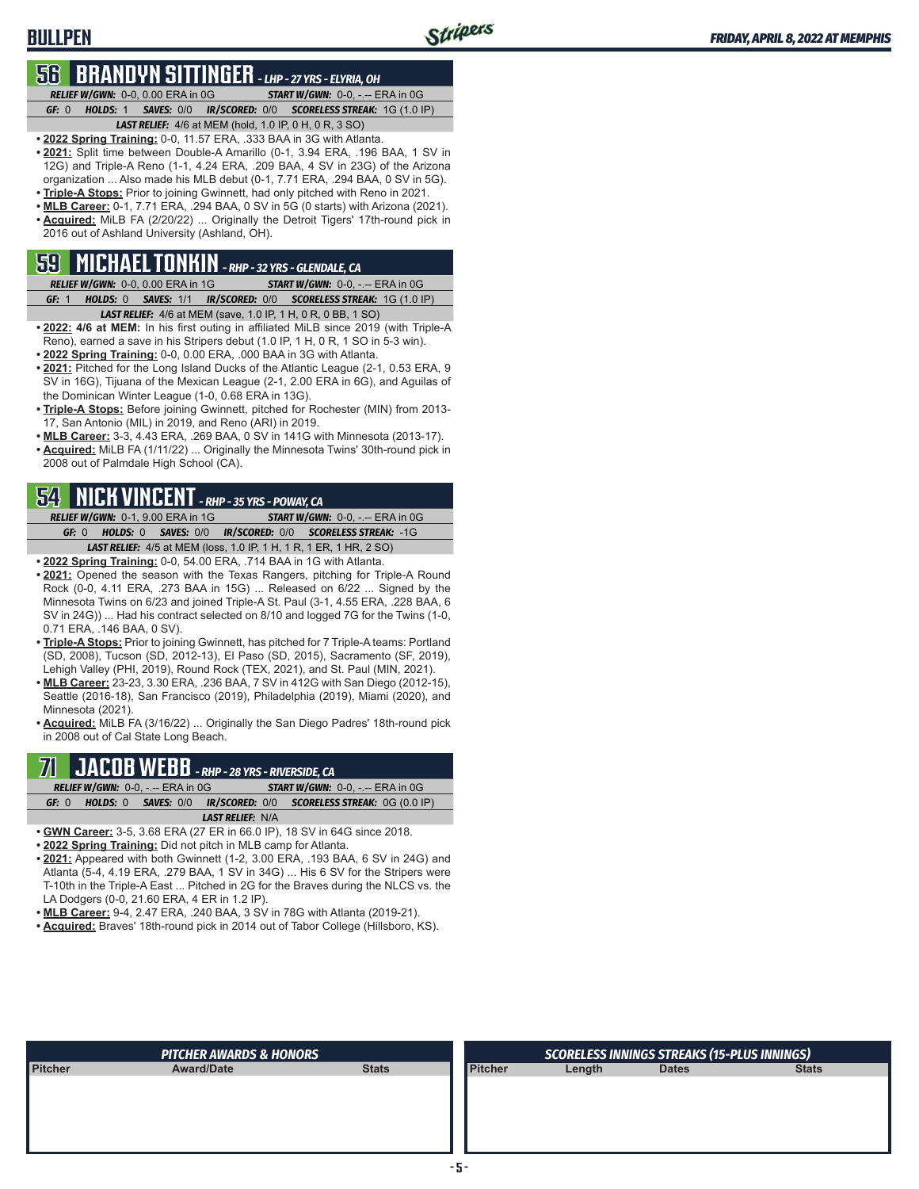## BULLPEN

## 56 BRANDYN SITTINGER - LHP - 27 YRS - ELYRIA, OH

**RELIEF W/GWN:** 0-0, 0.00 ERA in 0G **START W/GWN:** 0-0, -.-- ERA in 0G

**GF:** 0 **HOLDS:** 1 **SAVES:** 0/0 **IR/SCORED:** 0/0 **SCORELESS STREAK:** 1G (1.0 IP)

**LAST RELIEF:** 4/6 at MEM (hold, 1.0 IP, 0 H, 0 R, 3 SO)

- **2022 Spring Training:** 0-0, 11.57 ERA, .333 BAA in 3G with Atlanta.
- **2021:** Split time between Double-A Amarillo (0-1, 3.94 ERA, .196 BAA, 1 SV in 12G) and Triple-A Reno (1-1, 4.24 ERA, .209 BAA, 4 SV in 23G) of the Arizona organization ... Also made his MLB debut (0-1, 7.71 ERA, .294 BAA, 0 SV in 5G).
- **Triple-A Stops:** Prior to joining Gwinnett, had only pitched with Reno in 2021.
- **MLB Career:** 0-1, 7.71 ERA, .294 BAA, 0 SV in 5G (0 starts) with Arizona (2021).
- **Acquired:** MiLB FA (2/20/22) ... Originally the Detroit Tigers' 17th-round pick in 2016 out of Ashland University (Ashland, OH).

## 59 MICHAEL TONKIN - RHP - 32 YRS - GLENDALE, CA

**RELIEF W/GWN:** 0-0, 0.00 ERA in 1G **START W/GWN:** 0-0, -.-- ERA in 0G

**GF:** 1 **HOLDS:** 0 **SAVES:** 1/1 **IR/SCORED:** 0/0 **SCORELESS STREAK:** 1G (1.0 IP)

**LAST RELIEF:** 4/6 at MEM (save, 1.0 IP, 1 H, 0 R, 0 BB, 1 SO)

- **2022: 4/6 at MEM:** In his first outing in affiliated MiLB since 2019 (with Triple-A Reno), earned a save in his Stripers debut (1.0 IP, 1 H, 0 R, 1 SO in 5-3 win).
- **2022 Spring Training:** 0-0, 0.00 ERA, .000 BAA in 3G with Atlanta.
- **2021:** Pitched for the Long Island Ducks of the Atlantic League (2-1, 0.53 ERA, 9 SV in 16G), Tijuana of the Mexican League (2-1, 2.00 ERA in 6G), and Aguilas of the Dominican Winter League (1-0, 0.68 ERA in 13G).
- **Triple-A Stops:** Before joining Gwinnett, pitched for Rochester (MIN) from 2013-17, San Antonio (MIL) in 2019, and Reno (ARI) in 2019.
- **MLB Career:** 3-3, 4.43 ERA, .269 BAA, 0 SV in 141G with Minnesota (2013-17).
- **Acquired:** MiLB FA (1/11/22) ... Originally the Minnesota Twins' 30th-round pick in 2008 out of Palmdale High School (CA).

## 54 NICK VINCENT - RHP - 35 YRS - POWAY, CA

**RELIEF W/GWN:** 0-1, 9.00 ERA in 1G **START W/GWN:** 0-0, -.-- ERA in 0G

**GF:** 0 **HOLDS:** 0 **SAVES:** 0/0 **IR/SCORED:** 0/0 **SCORELESS STREAK:** -1G

**LAST RELIEF:** 4/5 at MEM (loss, 1.0 IP, 1 H, 1 R, 1 ER, 1 HR, 2 SO)

- **2022 Spring Training:** 0-0, 54.00 ERA, .714 BAA in 1G with Atlanta.
- **2021:** Opened the season with the Texas Rangers, pitching for Triple-A Round Rock (0-0, 4.11 ERA, .273 BAA in 15G) ... Released on 6/22 ... Signed by the Minnesota Twins on 6/23 and joined Triple-A St. Paul (3-1, 4.55 ERA, .228 BAA, 6 SV in 24G)) ... Had his contract selected on 8/10 and logged 7G for the Twins (1-0, 0.71 ERA, .146 BAA, 0 SV).
- **Triple-A Stops:** Prior to joining Gwinnett, has pitched for 7 Triple-A teams: Portland (SD, 2008), Tucson (SD, 2012-13), El Paso (SD, 2015), Sacramento (SF, 2019), Lehigh Valley (PHI, 2019), Round Rock (TEX, 2021), and St. Paul (MIN, 2021).
- **MLB Career:** 23-23, 3.30 ERA, .236 BAA, 7 SV in 412G with San Diego (2012-15), Seattle (2016-18), San Francisco (2019), Philadelphia (2019), Miami (2020), and Minnesota (2021).
- **Acquired:** MiLB FA (3/16/22) ... Originally the San Diego Padres' 18th-round pick in 2008 out of Cal State Long Beach.

## 71 JACOB WEBB - RHP - 28 YRS - RIVERSIDE, CA

**RELIEF W/GWN:** 0-0, -.-- ERA in 0G **START W/GWN:** 0-0, -.-- ERA in 0G

**GF:** 0 **HOLDS:** 0 **SAVES:** 0/0 **IR/SCORED:** 0/0 **SCORELESS STREAK:** 0G (0.0 IP)

**LAST RELIEF:** N/A

- **GWN Career:** 3-5, 3.68 ERA (27 ER in 66.0 IP), 18 SV in 64G since 2018.
- **2022 Spring Training:** Did not pitch in MLB camp for Atlanta.
- **2021:** Appeared with both Gwinnett (1-2, 3.00 ERA, .193 BAA, 6 SV in 24G) and Atlanta (5-4, 4.19 ERA, .279 BAA, 1 SV in 34G) ... His 6 SV for the Stripers were T-10th in the Triple-A East ... Pitched in 2G for the Braves during the NLCS vs. the LA Dodgers (0-0, 21.60 ERA, 4 ER in 1.2 IP).
- **MLB Career:** 9-4, 2.47 ERA, .240 BAA, 3 SV in 78G with Atlanta (2019-21).
- **Acquired:** Braves' 18th-round pick in 2014 out of Tabor College (Hillsboro, KS).

### PITCHER AWARDS & HONORS

| Pitcher | Award/Date | Stats |
|---|---|---|

### SCORELESS INNINGS STREAKS (15-PLUS INNINGS)

| Pitcher | Length | Dates | Stats |
|---|---|---|---|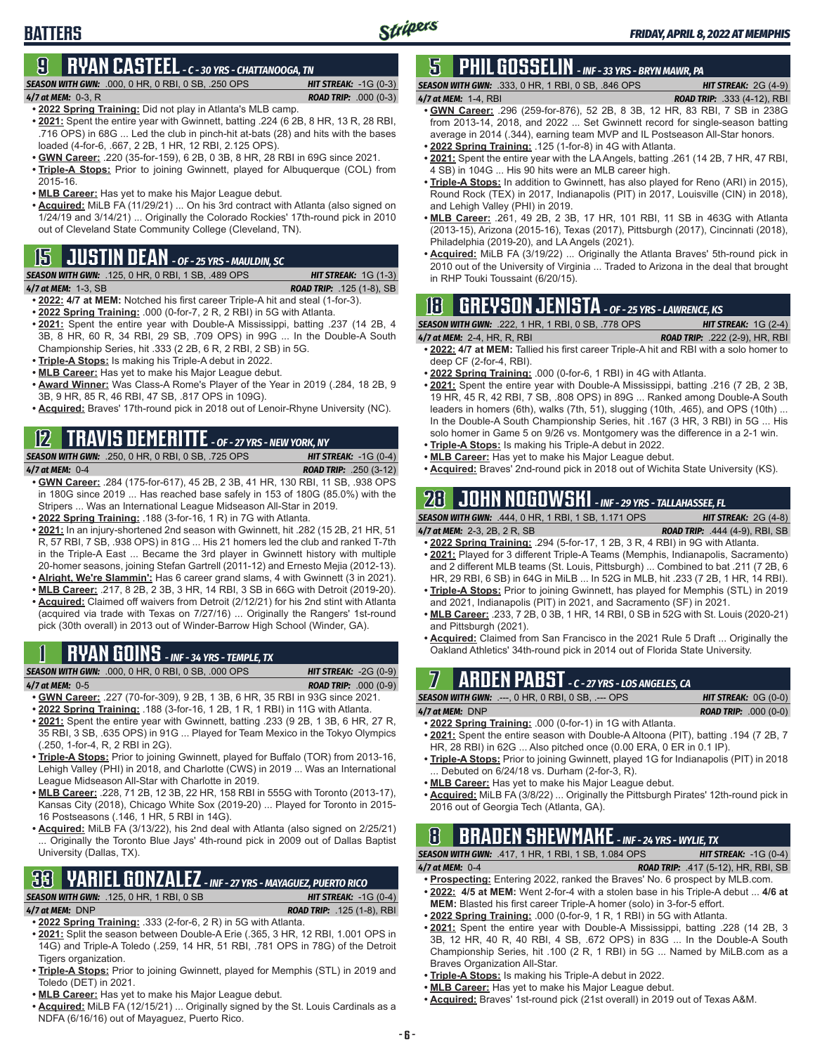## BATTERS

FRIDAY, APRIL 8, 2022 AT MEMPHIS

### 9 RYAN CASTEEL - C - 30 YRS - CHATTANOOGA, TN

**SEASON WITH GWN:** .000, 0 HR, 0 RBI, 0 SB, .250 OPS **HIT STREAK:** -1G (0-3)
**4/7 at MEM:** 0-3, R **ROAD TRIP:** .000 (0-3)

- **2022 Spring Training:** Did not play in Atlanta's MLB camp.
- **2021:** Spent the entire year with Gwinnett, batting .224 (6 2B, 8 HR, 13 R, 28 RBI, .716 OPS) in 68G ... Led the club in pinch-hit at-bats (28) and hits with the bases loaded (4-for-6, .667, 2 2B, 1 HR, 12 RBI, 2.125 OPS).
- **GWN Career:** .220 (35-for-159), 6 2B, 0 3B, 8 HR, 28 RBI in 69G since 2021.
- **Triple-A Stops:** Prior to joining Gwinnett, played for Albuquerque (COL) from 2015-16.
- **MLB Career:** Has yet to make his Major League debut.
- **Acquired:** MiLB FA (11/29/21) ... On his 3rd contract with Atlanta (also signed on 1/24/19 and 3/14/21) ... Originally the Colorado Rockies' 17th-round pick in 2010 out of Cleveland State Community College (Cleveland, TN).

### 15 JUSTIN DEAN - OF - 25 YRS - MAULDIN, SC

**SEASON WITH GWN:** .125, 0 HR, 0 RBI, 1 SB, .489 OPS **HIT STREAK:** 1G (1-3)
**4/7 at MEM:** 1-3, SB **ROAD TRIP:** .125 (1-8), SB

- **2022: 4/7 at MEM:** Notched his first career Triple-A hit and steal (1-for-3).
- **2022 Spring Training:** .000 (0-for-7, 2 R, 2 RBI) in 5G with Atlanta.
- **2021:** Spent the entire year with Double-A Mississippi, batting .237 (14 2B, 4 3B, 8 HR, 60 R, 34 RBI, 29 SB, .709 OPS) in 99G ... In the Double-A South Championship Series, hit .333 (2 2B, 6 R, 2 RBI, 2 SB) in 5G.
- **Triple-A Stops:** Is making his Triple-A debut in 2022.
- **MLB Career:** Has yet to make his Major League debut.
- **Award Winner:** Was Class-A Rome's Player of the Year in 2019 (.284, 18 2B, 9 3B, 9 HR, 85 R, 46 RBI, 47 SB, .817 OPS in 109G).
- **Acquired:** Braves' 17th-round pick in 2018 out of Lenoir-Rhyne University (NC).

### 12 TRAVIS DEMERITTE - OF - 27 YRS - NEW YORK, NY

**SEASON WITH GWN:** .250, 0 HR, 0 RBI, 0 SB, .725 OPS **HIT STREAK:** -1G (0-4)
**4/7 at MEM:** 0-4 **ROAD TRIP:** .250 (3-12)

- **GWN Career:** .284 (175-for-617), 45 2B, 2 3B, 41 HR, 130 RBI, 11 SB, .938 OPS in 180G since 2019 ... Has reached base safely in 153 of 180G (85.0%) with the Stripers ... Was an International League Midseason All-Star in 2019.
- **2022 Spring Training:** .188 (3-for-16, 1 R) in 7G with Atlanta.
- **2021:** In an injury-shortened 2nd season with Gwinnett, hit .282 (15 2B, 21 HR, 51 R, 57 RBI, 7 SB, .938 OPS) in 81G ... His 21 homers led the club and ranked T-7th in the Triple-A East ... Became the 3rd player in Gwinnett history with multiple 20-homer seasons, joining Stefan Gartrell (2011-12) and Ernesto Mejia (2012-13).
- **Alright, We're Slammin':** Has 6 career grand slams, 4 with Gwinnett (3 in 2021).
- **MLB Career:** .217, 8 2B, 2 3B, 3 HR, 14 RBI, 3 SB in 66G with Detroit (2019-20).
- **Acquired:** Claimed off waivers from Detroit (2/12/21) for his 2nd stint with Atlanta (acquired via trade with Texas on 7/27/16) ... Originally the Rangers' 1st-round pick (30th overall) in 2013 out of Winder-Barrow High School (Winder, GA).

### 1 RYAN GOINS - INF - 34 YRS - TEMPLE, TX

**SEASON WITH GWN:** .000, 0 HR, 0 RBI, 0 SB, .000 OPS **HIT STREAK:** -2G (0-9)
**4/7 at MEM:** 0-5 **ROAD TRIP:** .000 (0-9)

- **GWN Career:** .227 (70-for-309), 9 2B, 1 3B, 6 HR, 35 RBI in 93G since 2021.
- **2022 Spring Training:** .188 (3-for-16, 1 2B, 1 R, 1 RBI) in 11G with Atlanta.
- **2021:** Spent the entire year with Gwinnett, batting .233 (9 2B, 1 3B, 6 HR, 27 R, 35 RBI, 3 SB, .635 OPS) in 91G ... Played for Team Mexico in the Tokyo Olympics (.250, 1-for-4, R, 2 RBI in 2G).
- **Triple-A Stops:** Prior to joining Gwinnett, played for Buffalo (TOR) from 2013-16, Lehigh Valley (PHI) in 2018, and Charlotte (CWS) in 2019 ... Was an International League Midseason All-Star with Charlotte in 2019.
- **MLB Career:** .228, 71 2B, 12 3B, 22 HR, 158 RBI in 555G with Toronto (2013-17), Kansas City (2018), Chicago White Sox (2019-20) ... Played for Toronto in 2015-16 Postseasons (.146, 1 HR, 5 RBI in 14G).
- **Acquired:** MiLB FA (3/13/22), his 2nd deal with Atlanta (also signed on 2/25/21) ... Originally the Toronto Blue Jays' 4th-round pick in 2009 out of Dallas Baptist University (Dallas, TX).

### 33 YARIEL GONZALEZ - INF - 27 YRS - MAYAGUEZ, PUERTO RICO

**SEASON WITH GWN:** .125, 0 HR, 1 RBI, 0 SB **HIT STREAK:** -1G (0-4)
**4/7 at MEM:** DNP **ROAD TRIP:** .125 (1-8), RBI

- **2022 Spring Training:** .333 (2-for-6, 2 R) in 5G with Atlanta.
- **2021:** Split the season between Double-A Erie (.365, 3 HR, 12 RBI, 1.001 OPS in 14G) and Triple-A Toledo (.259, 14 HR, 51 RBI, .781 OPS in 78G) of the Detroit Tigers organization.
- **Triple-A Stops:** Prior to joining Gwinnett, played for Memphis (STL) in 2019 and Toledo (DET) in 2021.
- **MLB Career:** Has yet to make his Major League debut.
- **Acquired:** MiLB FA (12/15/21) ... Originally signed by the St. Louis Cardinals as a NDFA (6/16/16) out of Mayaguez, Puerto Rico.

### 5 PHIL GOSSELIN - INF - 33 YRS - BRYN MAWR, PA

**SEASON WITH GWN:** .333, 0 HR, 1 RBI, 0 SB, .846 OPS **HIT STREAK:** 2G (4-9)
**4/7 at MEM:** 1-4, RBI **ROAD TRIP:** .333 (4-12), RBI

- **GWN Career:** .296 (259-for-876), 52 2B, 8 3B, 12 HR, 83 RBI, 7 SB in 238G from 2013-14, 2018, and 2022 ... Set Gwinnett record for single-season batting average in 2014 (.344), earning team MVP and IL Postseason All-Star honors.
- **2022 Spring Training:** .125 (1-for-8) in 4G with Atlanta.
- **2021:** Spent the entire year with the LA Angels, batting .261 (14 2B, 7 HR, 47 RBI, 4 SB) in 104G ... His 90 hits were an MLB career high.
- **Triple-A Stops:** In addition to Gwinnett, has also played for Reno (ARI) in 2015), Round Rock (TEX) in 2017, Indianapolis (PIT) in 2017, Louisville (CIN) in 2018), and Lehigh Valley (PHI) in 2019.
- **MLB Career:** .261, 49 2B, 2 3B, 17 HR, 101 RBI, 11 SB in 463G with Atlanta (2013-15), Arizona (2015-16), Texas (2017), Pittsburgh (2017), Cincinnati (2018), Philadelphia (2019-20), and LA Angels (2021).
- **Acquired:** MiLB FA (3/19/22) ... Originally the Atlanta Braves' 5th-round pick in 2010 out of the University of Virginia ... Traded to Arizona in the deal that brought in RHP Touki Toussaint (6/20/15).

### 18 GREYSON JENISTA - OF - 25 YRS - LAWRENCE, KS

**SEASON WITH GWN:** .222, 1 HR, 1 RBI, 0 SB, .778 OPS **HIT STREAK:** 1G (2-4)
**4/7 at MEM:** 2-4, HR, R, RBI **ROAD TRIP:** .222 (2-9), HR, RBI

- **2022: 4/7 at MEM:** Tallied his first career Triple-A hit and RBI with a solo homer to deep CF (2-for-4, RBI).
- **2022 Spring Training:** .000 (0-for-6, 1 RBI) in 4G with Atlanta.
- **2021:** Spent the entire year with Double-A Mississippi, batting .216 (7 2B, 2 3B, 19 HR, 45 R, 42 RBI, 7 SB, .808 OPS) in 89G ... Ranked among Double-A South leaders in homers (6th), walks (7th, 51), slugging (10th, .465), and OPS (10th) ... In the Double-A South Championship Series, hit .167 (3 HR, 3 RBI) in 5G ... His solo homer in Game 5 on 9/26 vs. Montgomery was the difference in a 2-1 win.
- **Triple-A Stops:** Is making his Triple-A debut in 2022.
- **MLB Career:** Has yet to make his Major League debut.
- **Acquired:** Braves' 2nd-round pick in 2018 out of Wichita State University (KS).

### 28 JOHN NOGOWSKI - INF - 29 YRS - TALLAHASSEE, FL

**SEASON WITH GWN:** .444, 0 HR, 1 RBI, 1 SB, 1.171 OPS **HIT STREAK:** 2G (4-8)
**4/7 at MEM:** 2-3, 2B, 2 R, SB **ROAD TRIP:** .444 (4-9), RBI, SB

- **2022 Spring Training:** .294 (5-for-17, 1 2B, 3 R, 4 RBI) in 9G with Atlanta.
- **2021:** Played for 3 different Triple-A Teams (Memphis, Indianapolis, Sacramento) and 2 different MLB teams (St. Louis, Pittsburgh) ... Combined to bat .211 (7 2B, 6 HR, 29 RBI, 6 SB) in 64G in MiLB ... In 52G in MLB, hit .233 (7 2B, 1 HR, 14 RBI).
- **Triple-A Stops:** Prior to joining Gwinnett, has played for Memphis (STL) in 2019 and 2021, Indianapolis (PIT) in 2021, and Sacramento (SF) in 2021.
- **MLB Career:** .233, 7 2B, 0 3B, 1 HR, 14 RBI, 0 SB in 52G with St. Louis (2020-21) and Pittsburgh (2021).
- **Acquired:** Claimed from San Francisco in the 2021 Rule 5 Draft ... Originally the Oakland Athletics' 34th-round pick in 2014 out of Florida State University.

### 7 ARDEN PABST - C - 27 YRS - LOS ANGELES, CA

**SEASON WITH GWN:** .---, 0 HR, 0 RBI, 0 SB, .--- OPS **HIT STREAK:** 0G (0-0)
**4/7 at MEM:** DNP **ROAD TRIP:** .000 (0-0)

- **2022 Spring Training:** .000 (0-for-1) in 1G with Atlanta.
- **2021:** Spent the entire season with Double-A Altoona (PIT), batting .194 (7 2B, 7 HR, 28 RBI) in 62G ... Also pitched once (0.00 ERA, 0 ER in 0.1 IP).
- **Triple-A Stops:** Prior to joining Gwinnett, played 1G for Indianapolis (PIT) in 2018 ... Debuted on 6/24/18 vs. Durham (2-for-3, R).
- **MLB Career:** Has yet to make his Major League debut.
- **Acquired:** MiLB FA (3/8/22) ... Originally the Pittsburgh Pirates' 12th-round pick in 2016 out of Georgia Tech (Atlanta, GA).

### 8 BRADEN SHEWMAKE - INF - 24 YRS - WYLIE, TX

**SEASON WITH GWN:** .417, 1 HR, 1 RBI, 1 SB, 1.084 OPS **HIT STREAK:** -1G (0-4)
**4/7 at MEM:** 0-4 **ROAD TRIP:** .417 (5-12), HR, RBI, SB

- **Prospecting:** Entering 2022, ranked the Braves' No. 6 prospect by MLB.com.
- **2022: 4/5 at MEM:** Went 2-for-4 with a stolen base in his Triple-A debut ... **4/6 at MEM:** Blasted his first career Triple-A homer (solo) in 3-for-5 effort.
- **2022 Spring Training:** .000 (0-for-9, 1 R, 1 RBI) in 5G with Atlanta.
- **2021:** Spent the entire year with Double-A Mississippi, batting .228 (14 2B, 3 3B, 12 HR, 40 R, 40 RBI, 4 SB, .672 OPS) in 83G ... In the Double-A South Championship Series, hit .100 (2 R, 1 RBI) in 5G ... Named by MiLB.com as a Braves Organization All-Star.
- **Triple-A Stops:** Is making his Triple-A debut in 2022.
- **MLB Career:** Has yet to make his Major League debut.
- **Acquired:** Braves' 1st-round pick (21st overall) in 2019 out of Texas A&M.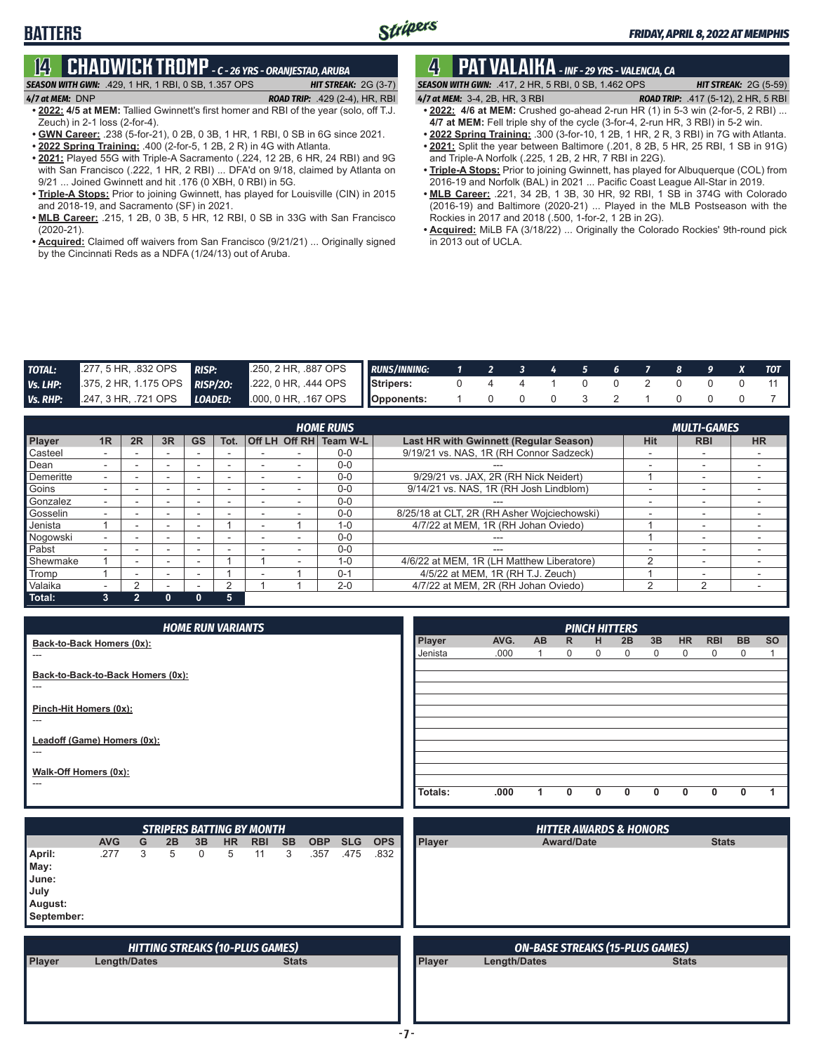# BATTERS

## 14 CHADWICK TROMP - C - 26 YRS - ORANJESTAD, ARUBA

**SEASON WITH GWN:** .429, 1 HR, 1 RBI, 0 SB, 1.357 OPS — **HIT STREAK:** 2G (3-7)

**4/7 at MEM:** DNP — **ROAD TRIP:** .429 (2-4), HR, RBI

- **2022: 4/5 at MEM:** Tallied Gwinnett's first homer and RBI of the year (solo, off T.J. Zeuch) in 2-1 loss (2-for-4).
- **GWN Career:** .238 (5-for-21), 0 2B, 0 3B, 1 HR, 1 RBI, 0 SB in 6G since 2021.
- **2022 Spring Training:** .400 (2-for-5, 1 2B, 2 R) in 4G with Atlanta.
- **2021:** Played 55G with Triple-A Sacramento (.224, 12 2B, 6 HR, 24 RBI) and 9G with San Francisco (.222, 1 HR, 2 RBI) ... DFA'd on 9/18, claimed by Atlanta on 9/21 ... Joined Gwinnett and hit .176 (0 XBH, 0 RBI) in 5G.
- **Triple-A Stops:** Prior to joining Gwinnett, has played for Louisville (CIN) in 2015 and 2018-19, and Sacramento (SF) in 2021.
- **MLB Career:** .215, 1 2B, 0 3B, 5 HR, 12 RBI, 0 SB in 33G with San Francisco (2020-21).
- **Acquired:** Claimed off waivers from San Francisco (9/21/21) ... Originally signed by the Cincinnati Reds as a NDFA (1/24/13) out of Aruba.

## 4 PAT VALAIKA - INF - 29 YRS - VALENCIA, CA

**SEASON WITH GWN:** .417, 2 HR, 5 RBI, 0 SB, 1.462 OPS — **HIT STREAK:** 2G (5-59)

**4/7 at MEM:** 3-4, 2B, HR, 3 RBI — **ROAD TRIP:** .417 (5-12), 2 HR, 5 RBI

- **2022: 4/6 at MEM:** Crushed go-ahead 2-run HR (1) in 5-3 win (2-for-5, 2 RBI) ... **4/7 at MEM:** Fell triple shy of the cycle (3-for-4, 2-run HR, 3 RBI) in 5-2 win.
- **2022 Spring Training:** .300 (3-for-10, 1 2B, 1 HR, 2 R, 3 RBI) in 7G with Atlanta.
- **2021:** Split the year between Baltimore (.201, 8 2B, 5 HR, 25 RBI, 1 SB in 91G) and Triple-A Norfolk (.225, 1 2B, 2 HR, 7 RBI in 22G).
- **Triple-A Stops:** Prior to joining Gwinnett, has played for Albuquerque (COL) from 2016-19 and Norfolk (BAL) in 2021 ... Pacific Coast League All-Star in 2019.
- **MLB Career:** .221, 34 2B, 1 3B, 30 HR, 92 RBI, 1 SB in 374G with Colorado (2016-19) and Baltimore (2020-21) ... Played in the MLB Postseason with the Rockies in 2017 and 2018 (.500, 1-for-2, 1 2B in 2G).
- **Acquired:** MiLB FA (3/18/22) ... Originally the Colorado Rockies' 9th-round pick in 2013 out of UCLA.

| | | | |
|---|---|---|---|
| **TOTAL:** | .277, 5 HR, .832 OPS | **RISP:** | .250, 2 HR, .887 OPS |
| **Vs. LHP:** | .375, 2 HR, 1.175 OPS | **RISP/2O:** | .222, 0 HR, .444 OPS |
| **Vs. RHP:** | .247, 3 HR, .721 OPS | **LOADED:** | .000, 0 HR, .167 OPS |

| RUNS/INNING: | 1 | 2 | 3 | 4 | 5 | 6 | 7 | 8 | 9 | X | TOT |
|---|---|---|---|---|---|---|---|---|---|---|---|
| Stripers: | 0 | 4 | 4 | 1 | 0 | 0 | 2 | 0 | 0 | 0 | 11 |
| Opponents: | 1 | 0 | 0 | 0 | 3 | 2 | 1 | 0 | 0 | 0 | 7 |

### HOME RUNS / MULTI-GAMES

| Player | 1R | 2R | 3R | GS | Tot. | Off LH | Off RH | Team W-L | Last HR with Gwinnett (Regular Season) | Hit | RBI | HR |
|---|---|---|---|---|---|---|---|---|---|---|---|---|
| Casteel | - | - | - | - | - | - | - | 0-0 | 9/19/21 vs. NAS, 1R (RH Connor Sadzeck) | - | - | - |
| Dean | - | - | - | - | - | - | - | 0-0 | --- | - | - | - |
| Demeritte | - | - | - | - | - | - | - | 0-0 | 9/29/21 vs. JAX, 2R (RH Nick Neidert) | 1 | - | - |
| Goins | - | - | - | - | - | - | - | 0-0 | 9/14/21 vs. NAS, 1R (RH Josh Lindblom) | - | - | - |
| Gonzalez | - | - | - | - | - | - | - | 0-0 | --- | - | - | - |
| Gosselin | - | - | - | - | - | - | - | 0-0 | 8/25/18 at CLT, 2R (RH Asher Wojciechowski) | - | - | - |
| Jenista | 1 | - | - | - | 1 | - | 1 | 1-0 | 4/7/22 at MEM, 1R (RH Johan Oviedo) | 1 | - | - |
| Nogowski | - | - | - | - | - | - | - | 0-0 | --- | 1 | - | - |
| Pabst | - | - | - | - | - | - | - | 0-0 | --- | - | - | - |
| Shewmake | 1 | - | - | - | 1 | 1 | - | 1-0 | 4/6/22 at MEM, 1R (LH Matthew Liberatore) | 2 | - | - |
| Tromp | 1 | - | - | - | 1 | - | 1 | 0-1 | 4/5/22 at MEM, 1R (RH T.J. Zeuch) | 1 | - | - |
| Valaika | - | 2 | - | - | 2 | 1 | 1 | 2-0 | 4/7/22 at MEM, 2R (RH Johan Oviedo) | 2 | 2 | - |
| **Total:** | 3 | 2 | 0 | 0 | 5 | | | | | | | |

### HOME RUN VARIANTS

**Back-to-Back Homers (0x):**
---

**Back-to-Back-to-Back Homers (0x):**
---

**Pinch-Hit Homers (0x):**
---

**Leadoff (Game) Homers (0x):**
---

**Walk-Off Homers (0x):**
---

### PINCH HITTERS

| Player | AVG. | AB | R | H | 2B | 3B | HR | RBI | BB | SO |
|---|---|---|---|---|---|---|---|---|---|---|
| Jenista | .000 | 1 | 0 | 0 | 0 | 0 | 0 | 0 | 0 | 1 |
| **Totals:** | .000 | 1 | 0 | 0 | 0 | 0 | 0 | 0 | 0 | 1 |

### STRIPERS BATTING BY MONTH

| | AVG | G | 2B | 3B | HR | RBI | SB | OBP | SLG | OPS |
|---|---|---|---|---|---|---|---|---|---|---|
| April: | .277 | 3 | 5 | 0 | 5 | 11 | 3 | .357 | .475 | .832 |
| May: | | | | | | | | | | |
| June: | | | | | | | | | | |
| July | | | | | | | | | | |
| August: | | | | | | | | | | |
| September: | | | | | | | | | | |

### HITTER AWARDS & HONORS

| Player | Award/Date | Stats |
|---|---|---|

### HITTING STREAKS (10-PLUS GAMES)

| Player | Length/Dates | Stats |
|---|---|---|

### ON-BASE STREAKS (15-PLUS GAMES)

| Player | Length/Dates | Stats |
|---|---|---|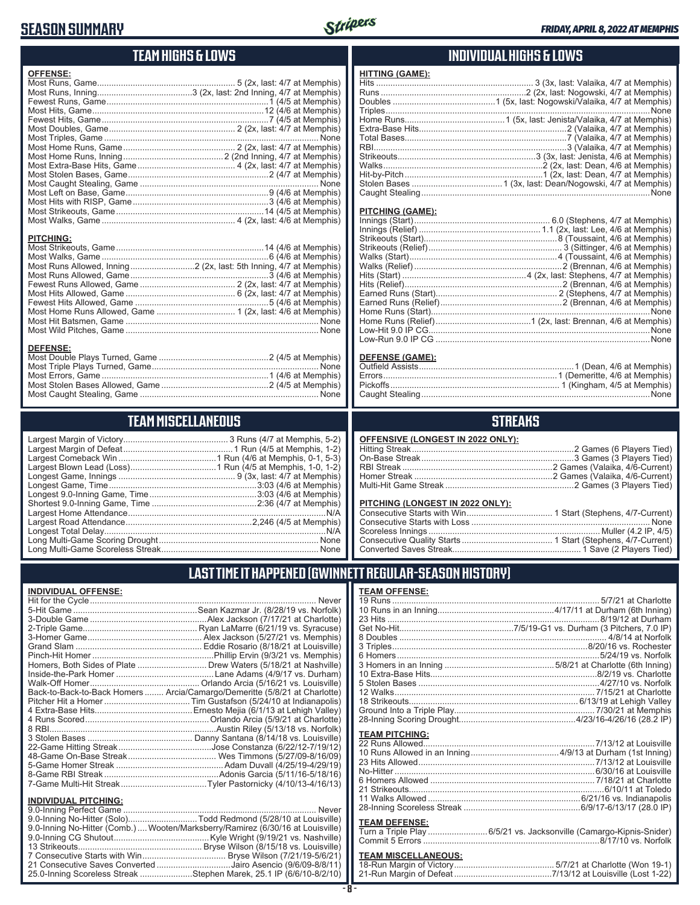# SEASON SUMMARY

*FRIDAY, APRIL 8, 2022 AT MEMPHIS*

## TEAM HIGHS & LOWS

**OFFENSE:**

| | |
|---|---|
| Most Runs, Game | 5 (2x, last: 4/7 at Memphis) |
| Most Runs, Inning | 3 (2x, last: 2nd Inning, 4/7 at Memphis) |
| Fewest Runs, Game | 1 (4/5 at Memphis) |
| Most Hits, Game | 12 (4/6 at Memphis) |
| Fewest Hits, Game | 7 (4/5 at Memphis) |
| Most Doubles, Game | 2 (2x, last: 4/7 at Memphis) |
| Most Triples, Game | None |
| Most Home Runs, Game | 2 (2x, last: 4/7 at Memphis) |
| Most Home Runs, Inning | 2 (2nd Inning, 4/7 at Memphis) |
| Most Extra-Base Hits, Game | 4 (2x, last: 4/7 at Memphis) |
| Most Stolen Bases, Game | 2 (4/7 at Memphis) |
| Most Caught Stealing, Game | None |
| Most Left on Base, Game | 9 (4/6 at Memphis) |
| Most Hits with RISP, Game | 3 (4/6 at Memphis) |
| Most Strikeouts, Game | 14 (4/5 at Memphis) |
| Most Walks, Game | 4 (2x, last: 4/6 at Memphis) |

**PITCHING:**

| | |
|---|---|
| Most Strikeouts, Game | 14 (4/6 at Memphis) |
| Most Walks, Game | 6 (4/6 at Memphis) |
| Most Runs Allowed, Inning | 2 (2x, last: 5th Inning, 4/7 at Memphis) |
| Most Runs Allowed, Game | 3 (4/6 at Memphis) |
| Fewest Runs Allowed, Game | 2 (2x, last: 4/7 at Memphis) |
| Most Hits Allowed, Game | 6 (2x, last: 4/7 at Memphis) |
| Fewest Hits Allowed, Game | 5 (4/6 at Memphis) |
| Most Home Runs Allowed, Game | 1 (2x, last: 4/6 at Memphis) |
| Most Hit Batsmen, Game | None |
| Most Wild Pitches, Game | None |

**DEFENSE:**

| | |
|---|---|
| Most Double Plays Turned, Game | 2 (4/5 at Memphis) |
| Most Triple Plays Turned, Game | None |
| Most Errors, Game | 1 (4/6 at Memphis) |
| Most Stolen Bases Allowed, Game | 2 (4/5 at Memphis) |
| Most Caught Stealing, Game | None |

## INDIVIDUAL HIGHS & LOWS

**HITTING (GAME):**

| | |
|---|---|
| Hits | 3 (3x, last: Valaika, 4/7 at Memphis) |
| Runs | 2 (2x, last: Nogowski, 4/7 at Memphis) |
| Doubles | 1 (5x, last: Nogowski/Valaika, 4/7 at Memphis) |
| Triples | None |
| Home Runs | 1 (5x, last: Jenista/Valaika, 4/7 at Memphis) |
| Extra-Base Hits | 2 (Valaika, 4/7 at Memphis) |
| Total Bases | 7 (Valaika, 4/7 at Memphis) |
| RBI | 3 (Valaika, 4/7 at Memphis) |
| Strikeouts | 3 (3x, last: Jenista, 4/6 at Memphis) |
| Walks | 2 (2x, last: Dean, 4/6 at Memphis) |
| Hit-by-Pitch | 1 (2x, last: Dean, 4/7 at Memphis) |
| Stolen Bases | 1 (3x, last: Dean/Nogowski, 4/7 at Memphis) |
| Caught Stealing | None |

**PITCHING (GAME):**

| | |
|---|---|
| Innings (Start) | 6.0 (Stephens, 4/7 at Memphis) |
| Innings (Relief) | 1.1 (2x, last: Lee, 4/6 at Memphis) |
| Strikeouts (Start) | 8 (Toussaint, 4/6 at Memphis) |
| Strikeouts (Relief) | 3 (Sittinger, 4/6 at Memphis) |
| Walks (Start) | 4 (Toussaint, 4/6 at Memphis) |
| Walks (Relief) | 2 (Brennan, 4/6 at Memphis) |
| Hits (Start) | 4 (2x, last: Stephens, 4/7 at Memphis) |
| Hits (Relief) | 2 (Brennan, 4/6 at Memphis) |
| Earned Runs (Start) | 2 (Stephens, 4/7 at Memphis) |
| Earned Runs (Relief) | 2 (Brennan, 4/6 at Memphis) |
| Home Runs (Start) | None |
| Home Runs (Relief) | 1 (2x, last: Brennan, 4/6 at Memphis) |
| Low-Hit 9.0 IP CG | None |
| Low-Run 9.0 IP CG | None |

**DEFENSE (GAME):**

| | |
|---|---|
| Outfield Assists | 1 (Dean, 4/6 at Memphis) |
| Errors | 1 (Demeritte, 4/6 at Memphis) |
| Pickoffs | 1 (Kingham, 4/5 at Memphis) |
| Caught Stealing | None |

## TEAM MISCELLANEOUS

| | |
|---|---|
| Largest Margin of Victory | 3 Runs (4/7 at Memphis, 5-2) |
| Largest Margin of Defeat | 1 Run (4/5 at Memphis, 1-2) |
| Largest Comeback Win | 1 Run (4/6 at Memphis, 0-1, 5-3) |
| Largest Blown Lead (Loss) | 1 Run (4/5 at Memphis, 1-0, 1-2) |
| Longest Game, Innings | 9 (3x, last: 4/7 at Memphis) |
| Longest Game, Time | 3:03 (4/6 at Memphis) |
| Longest 9.0-Inning Game, Time | 3:03 (4/6 at Memphis) |
| Shortest 9.0-Inning Game, Time | 2:36 (4/7 at Memphis) |
| Largest Home Attendance | N/A |
| Largest Road Attendance | 2,246 (4/5 at Memphis) |
| Longest Total Delay | N/A |
| Long Multi-Game Scoring Drought | None |
| Long Multi-Game Scoreless Streak | None |

## STREAKS

**OFFENSIVE (LONGEST IN 2022 ONLY):**

| | |
|---|---|
| Hitting Streak | 2 Games (6 Players Tied) |
| On-Base Streak | 3 Games (3 Players Tied) |
| RBI Streak | 2 Games (Valaika, 4/6-Current) |
| Homer Streak | 2 Games (Valaika, 4/6-Current) |
| Multi-Hit Game Streak | 2 Games (3 Players Tied) |

**PITCHING (LONGEST IN 2022 ONLY):**

| | |
|---|---|
| Consecutive Starts with Win | 1 Start (Stephens, 4/7-Current) |
| Consecutive Starts with Loss | None |
| Scoreless Innings | Muller (4.2 IP, 4/5) |
| Consecutive Quality Starts | 1 Start (Stephens, 4/7-Current) |
| Converted Saves Streak | 1 Save (2 Players Tied) |

## LAST TIME IT HAPPENED (GWINNETT REGULAR-SEASON HISTORY)

**INDIVIDUAL OFFENSE:**

| | |
|---|---|
| Hit for the Cycle | Never |
| 5-Hit Game | Sean Kazmar Jr. (8/28/19 vs. Norfolk) |
| 3-Double Game | Alex Jackson (7/17/21 at Charlotte) |
| 2-Triple Game | Ryan LaMarre (6/21/19 vs. Syracuse) |
| 3-Homer Game | Alex Jackson (5/27/21 vs. Memphis) |
| Grand Slam | Eddie Rosario (8/18/21 at Louisville) |
| Pinch-Hit Homer | Phillip Ervin (9/3/21 vs. Memphis) |
| Homers, Both Sides of Plate | Drew Waters (5/18/21 at Nashville) |
| Inside-the-Park Homer | Lane Adams (4/9/17 vs. Durham) |
| Walk-Off Homer | Orlando Arcia (5/16/21 vs. Louisville) |
| Back-to-Back-to-Back Homers | Arcia/Camargo/Demeritte (5/8/21 at Charlotte) |
| Pitcher Hit a Homer | Tim Gustafson (5/24/10 at Indianapolis) |
| 4 Extra-Base Hits | Ernesto Mejia (6/1/13 at Lehigh Valley) |
| 4 Runs Scored | Orlando Arcia (5/9/21 at Charlotte) |
| 8 RBI | Austin Riley (5/13/18 vs. Norfolk) |
| 3 Stolen Bases | Danny Santana (8/14/18 vs. Louisville) |
| 22-Game Hitting Streak | Jose Constanza (6/22/12-7/19/12) |
| 48-Game On-Base Streak | Wes Timmons (5/27/09-8/16/09) |
| 5-Game Homer Streak | Adam Duvall (4/25/19-4/29/19) |
| 8-Game RBI Streak | Adonis Garcia (5/11/16-5/18/16) |
| 7-Game Multi-Hit Streak | Tyler Pastornicky (4/10/13-4/16/13) |

**INDIVIDUAL PITCHING:**

| | |
|---|---|
| 9.0-Inning Perfect Game | Never |
| 9.0-Inning No-Hitter (Solo) | Todd Redmond (5/28/10 at Louisville) |
| 9.0-Inning No-Hitter (Comb.) | Wooten/Marksberry/Ramirez (6/30/16 at Louisville) |
| 9.0-Inning CG Shutout | Kyle Wright (9/19/21 vs. Nashville) |
| 13 Strikeouts | Bryse Wilson (8/15/18 vs. Louisville) |
| 7 Consecutive Starts with Win | Bryse Wilson (7/21/19-5/6/21) |
| 21 Consecutive Saves Converted | Jairo Asencio (9/6/09-8/8/11) |
| 25.0-Inning Scoreless Streak | Stephen Marek, 25.1 IP (6/6/10-8/2/10) |

**TEAM OFFENSE:**

| | |
|---|---|
| 19 Runs | 5/7/21 at Charlotte |
| 10 Runs in an Inning | 4/17/11 at Durham (6th Inning) |
| 23 Hits | 8/19/12 at Durham |
| Get No-Hit | 7/5/19-G1 vs. Durham (3 Pitchers, 7.0 IP) |
| 8 Doubles | 4/8/14 at Norfolk |
| 3 Triples | 8/20/16 vs. Rochester |
| 6 Homers | 5/24/19 vs. Norfolk |
| 3 Homers in an Inning | 5/8/21 at Charlotte (6th Inning) |
| 10 Extra-Base Hits | 8/2/19 vs. Charlotte |
| 5 Stolen Bases | 4/27/10 vs. Norfolk |
| 12 Walks | 7/15/21 at Charlotte |
| 18 Strikeouts | 6/13/19 at Lehigh Valley |
| Ground Into a Triple Play | 7/30/21 at Memphis |
| 28-Inning Scoring Drought | 4/23/16-4/26/16 (28.2 IP) |

**TEAM PITCHING:**

| | |
|---|---|
| 22 Runs Allowed | 7/13/12 at Louisville |
| 10 Runs Allowed in an Inning | 4/9/13 at Durham (1st Inning) |
| 23 Hits Allowed | 7/13/12 at Louisville |
| No-Hitter | 6/30/16 at Louisville |
| 6 Homers Allowed | 7/18/21 at Charlotte |
| 21 Strikeouts | 6/10/11 at Toledo |
| 11 Walks Allowed | 6/21/16 vs. Indianapolis |
| 28-Inning Scoreless Streak | 6/9/17-6/13/17 (28.0 IP) |

**TEAM DEFENSE:**

| | |
|---|---|
| Turn a Triple Play | 6/5/21 vs. Jacksonville (Camargo-Kipnis-Snider) |
| Commit 5 Errors | 8/17/10 vs. Norfolk |

**TEAM MISCELLANEOUS:**

| | |
|---|---|
| 18-Run Margin of Victory | 5/7/21 at Charlotte (Won 19-1) |
| 21-Run Margin of Defeat | 7/13/12 at Louisville (Lost 1-22) |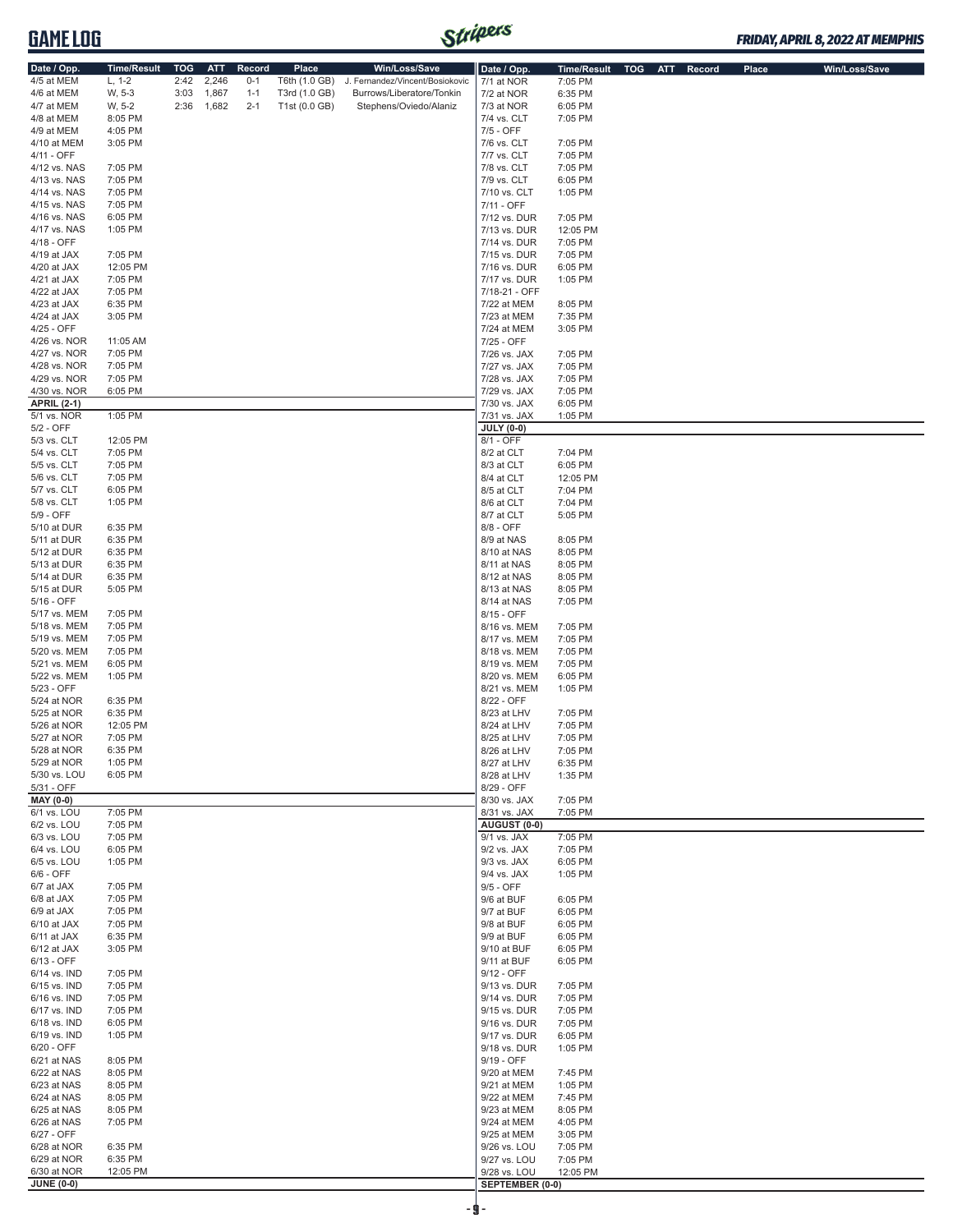# GAME LOG

*FRIDAY, APRIL 8, 2022 AT MEMPHIS*

| Date / Opp. | Time/Result | TOG | ATT | Record | Place | Win/Loss/Save |
|---|---|---|---|---|---|---|
| 4/5 at MEM | L, 1-2 | 2:42 | 2,246 | 0-1 | T6th (1.0 GB) | J. Fernandez/Vincent/Bosiokovic |
| 4/6 at MEM | W, 5-3 | 3:03 | 1,867 | 1-1 | T3rd (1.0 GB) | Burrows/Liberatore/Tonkin |
| 4/7 at MEM | W, 5-2 | 2:36 | 1,682 | 2-1 | T1st (0.0 GB) | Stephens/Oviedo/Alaniz |
| 4/8 at MEM | 8:05 PM | | | | | |
| 4/9 at MEM | 4:05 PM | | | | | |
| 4/10 at MEM | 3:05 PM | | | | | |
| 4/11 - OFF | | | | | | |
| 4/12 vs. NAS | 7:05 PM | | | | | |
| 4/13 vs. NAS | 7:05 PM | | | | | |
| 4/14 vs. NAS | 7:05 PM | | | | | |
| 4/15 vs. NAS | 7:05 PM | | | | | |
| 4/16 vs. NAS | 6:05 PM | | | | | |
| 4/17 vs. NAS | 1:05 PM | | | | | |
| 4/18 - OFF | | | | | | |
| 4/19 at JAX | 7:05 PM | | | | | |
| 4/20 at JAX | 12:05 PM | | | | | |
| 4/21 at JAX | 7:05 PM | | | | | |
| 4/22 at JAX | 7:05 PM | | | | | |
| 4/23 at JAX | 6:35 PM | | | | | |
| 4/24 at JAX | 3:05 PM | | | | | |
| 4/25 - OFF | | | | | | |
| 4/26 vs. NOR | 11:05 AM | | | | | |
| 4/27 vs. NOR | 7:05 PM | | | | | |
| 4/28 vs. NOR | 7:05 PM | | | | | |
| 4/29 vs. NOR | 7:05 PM | | | | | |
| 4/30 vs. NOR | 6:05 PM | | | | | |
| **APRIL (2-1)** | | | | | | |
| 5/1 vs. NOR | 1:05 PM | | | | | |
| 5/2 - OFF | | | | | | |
| 5/3 vs. CLT | 12:05 PM | | | | | |
| 5/4 vs. CLT | 7:05 PM | | | | | |
| 5/5 vs. CLT | 7:05 PM | | | | | |
| 5/6 vs. CLT | 7:05 PM | | | | | |
| 5/7 vs. CLT | 6:05 PM | | | | | |
| 5/8 vs. CLT | 1:05 PM | | | | | |
| 5/9 - OFF | | | | | | |
| 5/10 at DUR | 6:35 PM | | | | | |
| 5/11 at DUR | 6:35 PM | | | | | |
| 5/12 at DUR | 6:35 PM | | | | | |
| 5/13 at DUR | 6:35 PM | | | | | |
| 5/14 at DUR | 6:35 PM | | | | | |
| 5/15 at DUR | 5:05 PM | | | | | |
| 5/16 - OFF | | | | | | |
| 5/17 vs. MEM | 7:05 PM | | | | | |
| 5/18 vs. MEM | 7:05 PM | | | | | |
| 5/19 vs. MEM | 7:05 PM | | | | | |
| 5/20 vs. MEM | 7:05 PM | | | | | |
| 5/21 vs. MEM | 6:05 PM | | | | | |
| 5/22 vs. MEM | 1:05 PM | | | | | |
| 5/23 - OFF | | | | | | |
| 5/24 at NOR | 6:35 PM | | | | | |
| 5/25 at NOR | 6:35 PM | | | | | |
| 5/26 at NOR | 12:05 PM | | | | | |
| 5/27 at NOR | 7:05 PM | | | | | |
| 5/28 at NOR | 6:35 PM | | | | | |
| 5/29 at NOR | 1:05 PM | | | | | |
| 5/30 vs. LOU | 6:05 PM | | | | | |
| 5/31 - OFF | | | | | | |
| **MAY (0-0)** | | | | | | |
| 6/1 vs. LOU | 7:05 PM | | | | | |
| 6/2 vs. LOU | 7:05 PM | | | | | |
| 6/3 vs. LOU | 7:05 PM | | | | | |
| 6/4 vs. LOU | 6:05 PM | | | | | |
| 6/5 vs. LOU | 1:05 PM | | | | | |
| 6/6 - OFF | | | | | | |
| 6/7 at JAX | 7:05 PM | | | | | |
| 6/8 at JAX | 7:05 PM | | | | | |
| 6/9 at JAX | 7:05 PM | | | | | |
| 6/10 at JAX | 7:05 PM | | | | | |
| 6/11 at JAX | 6:35 PM | | | | | |
| 6/12 at JAX | 3:05 PM | | | | | |
| 6/13 - OFF | | | | | | |
| 6/14 vs. IND | 7:05 PM | | | | | |
| 6/15 vs. IND | 7:05 PM | | | | | |
| 6/16 vs. IND | 7:05 PM | | | | | |
| 6/17 vs. IND | 7:05 PM | | | | | |
| 6/18 vs. IND | 6:05 PM | | | | | |
| 6/19 vs. IND | 1:05 PM | | | | | |
| 6/20 - OFF | | | | | | |
| 6/21 at NAS | 8:05 PM | | | | | |
| 6/22 at NAS | 8:05 PM | | | | | |
| 6/23 at NAS | 8:05 PM | | | | | |
| 6/24 at NAS | 8:05 PM | | | | | |
| 6/25 at NAS | 8:05 PM | | | | | |
| 6/26 at NAS | 7:05 PM | | | | | |
| 6/27 - OFF | | | | | | |
| 6/28 at NOR | 6:35 PM | | | | | |
| 6/29 at NOR | 6:35 PM | | | | | |
| 6/30 at NOR | 12:05 PM | | | | | |
| **JUNE (0-0)** | | | | | | |

| Date / Opp. | Time/Result | TOG | ATT | Record | Place | Win/Loss/Save |
|---|---|---|---|---|---|---|
| 7/1 at NOR | 7:05 PM | | | | | |
| 7/2 at NOR | 6:35 PM | | | | | |
| 7/3 at NOR | 6:05 PM | | | | | |
| 7/4 vs. CLT | 7:05 PM | | | | | |
| 7/5 - OFF | | | | | | |
| 7/6 vs. CLT | 7:05 PM | | | | | |
| 7/7 vs. CLT | 7:05 PM | | | | | |
| 7/8 vs. CLT | 7:05 PM | | | | | |
| 7/9 vs. CLT | 6:05 PM | | | | | |
| 7/10 vs. CLT | 1:05 PM | | | | | |
| 7/11 - OFF | | | | | | |
| 7/12 vs. DUR | 7:05 PM | | | | | |
| 7/13 vs. DUR | 12:05 PM | | | | | |
| 7/14 vs. DUR | 7:05 PM | | | | | |
| 7/15 vs. DUR | 7:05 PM | | | | | |
| 7/16 vs. DUR | 6:05 PM | | | | | |
| 7/17 vs. DUR | 1:05 PM | | | | | |
| 7/18-21 - OFF | | | | | | |
| 7/22 at MEM | 8:05 PM | | | | | |
| 7/23 at MEM | 7:35 PM | | | | | |
| 7/24 at MEM | 3:05 PM | | | | | |
| 7/25 - OFF | | | | | | |
| 7/26 vs. JAX | 7:05 PM | | | | | |
| 7/27 vs. JAX | 7:05 PM | | | | | |
| 7/28 vs. JAX | 7:05 PM | | | | | |
| 7/29 vs. JAX | 7:05 PM | | | | | |
| 7/30 vs. JAX | 6:05 PM | | | | | |
| 7/31 vs. JAX | 1:05 PM | | | | | |
| **JULY (0-0)** | | | | | | |
| 8/1 - OFF | | | | | | |
| 8/2 at CLT | 7:04 PM | | | | | |
| 8/3 at CLT | 6:05 PM | | | | | |
| 8/4 at CLT | 12:05 PM | | | | | |
| 8/5 at CLT | 7:04 PM | | | | | |
| 8/6 at CLT | 7:04 PM | | | | | |
| 8/7 at CLT | 5:05 PM | | | | | |
| 8/8 - OFF | | | | | | |
| 8/9 at NAS | 8:05 PM | | | | | |
| 8/10 at NAS | 8:05 PM | | | | | |
| 8/11 at NAS | 8:05 PM | | | | | |
| 8/12 at NAS | 8:05 PM | | | | | |
| 8/13 at NAS | 8:05 PM | | | | | |
| 8/14 at NAS | 7:05 PM | | | | | |
| 8/15 - OFF | | | | | | |
| 8/16 vs. MEM | 7:05 PM | | | | | |
| 8/17 vs. MEM | 7:05 PM | | | | | |
| 8/18 vs. MEM | 7:05 PM | | | | | |
| 8/19 vs. MEM | 7:05 PM | | | | | |
| 8/20 vs. MEM | 6:05 PM | | | | | |
| 8/21 vs. MEM | 1:05 PM | | | | | |
| 8/22 - OFF | | | | | | |
| 8/23 at LHV | 7:05 PM | | | | | |
| 8/24 at LHV | 7:05 PM | | | | | |
| 8/25 at LHV | 7:05 PM | | | | | |
| 8/26 at LHV | 7:05 PM | | | | | |
| 8/27 at LHV | 6:35 PM | | | | | |
| 8/28 at LHV | 1:35 PM | | | | | |
| 8/29 - OFF | | | | | | |
| 8/30 vs. JAX | 7:05 PM | | | | | |
| 8/31 vs. JAX | 7:05 PM | | | | | |
| **AUGUST (0-0)** | | | | | | |
| 9/1 vs. JAX | 7:05 PM | | | | | |
| 9/2 vs. JAX | 7:05 PM | | | | | |
| 9/3 vs. JAX | 6:05 PM | | | | | |
| 9/4 vs. JAX | 1:05 PM | | | | | |
| 9/5 - OFF | | | | | | |
| 9/6 at BUF | 6:05 PM | | | | | |
| 9/7 at BUF | 6:05 PM | | | | | |
| 9/8 at BUF | 6:05 PM | | | | | |
| 9/9 at BUF | 6:05 PM | | | | | |
| 9/10 at BUF | 6:05 PM | | | | | |
| 9/11 at BUF | 6:05 PM | | | | | |
| 9/12 - OFF | | | | | | |
| 9/13 vs. DUR | 7:05 PM | | | | | |
| 9/14 vs. DUR | 7:05 PM | | | | | |
| 9/15 vs. DUR | 7:05 PM | | | | | |
| 9/16 vs. DUR | 7:05 PM | | | | | |
| 9/17 vs. DUR | 6:05 PM | | | | | |
| 9/18 vs. DUR | 1:05 PM | | | | | |
| 9/19 - OFF | | | | | | |
| 9/20 at MEM | 7:45 PM | | | | | |
| 9/21 at MEM | 1:05 PM | | | | | |
| 9/22 at MEM | 7:45 PM | | | | | |
| 9/23 at MEM | 8:05 PM | | | | | |
| 9/24 at MEM | 4:05 PM | | | | | |
| 9/25 at MEM | 3:05 PM | | | | | |
| 9/26 vs. LOU | 7:05 PM | | | | | |
| 9/27 vs. LOU | 7:05 PM | | | | | |
| 9/28 vs. LOU | 12:05 PM | | | | | |
| **SEPTEMBER (0-0)** | | | | | | |